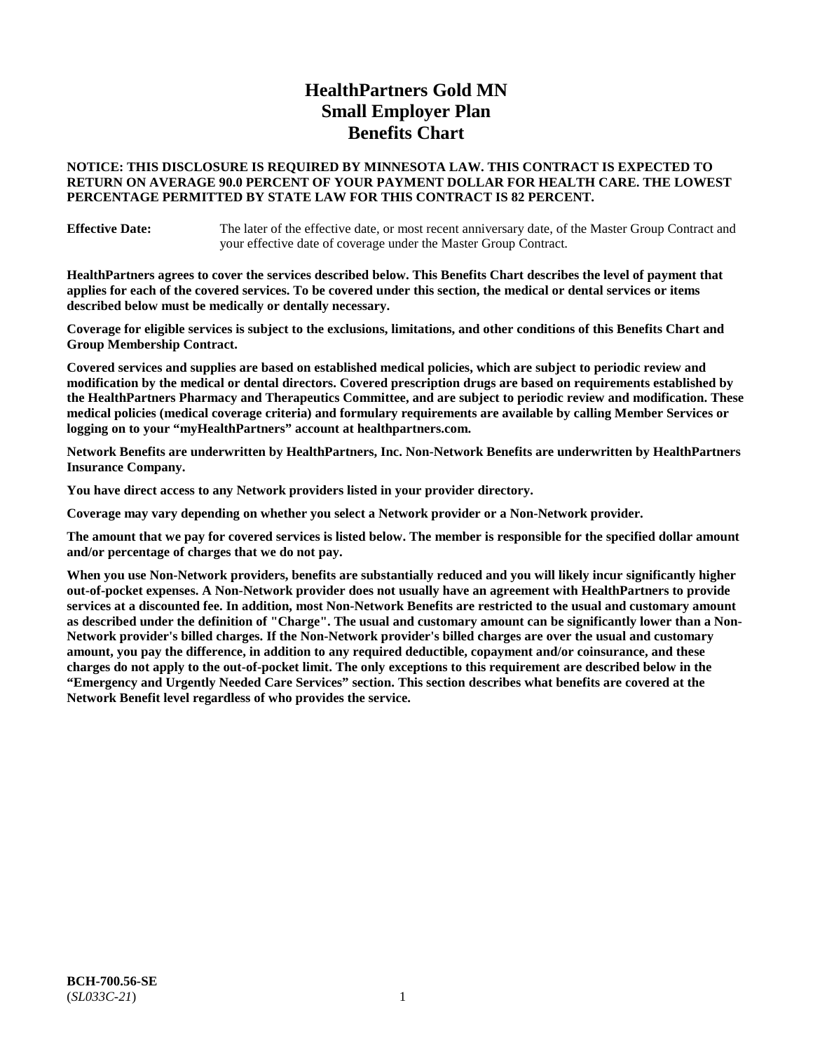# HealthPartners Gold MN
# Small Employer Plan
# Benefits Chart

**NOTICE: THIS DISCLOSURE IS REQUIRED BY MINNESOTA LAW. THIS CONTRACT IS EXPECTED TO RETURN ON AVERAGE 90.0 PERCENT OF YOUR PAYMENT DOLLAR FOR HEALTH CARE. THE LOWEST PERCENTAGE PERMITTED BY STATE LAW FOR THIS CONTRACT IS 82 PERCENT.**

**Effective Date:** The later of the effective date, or most recent anniversary date, of the Master Group Contract and your effective date of coverage under the Master Group Contract.

**HealthPartners agrees to cover the services described below. This Benefits Chart describes the level of payment that applies for each of the covered services. To be covered under this section, the medical or dental services or items described below must be medically or dentally necessary.**

**Coverage for eligible services is subject to the exclusions, limitations, and other conditions of this Benefits Chart and Group Membership Contract.**

**Covered services and supplies are based on established medical policies, which are subject to periodic review and modification by the medical or dental directors. Covered prescription drugs are based on requirements established by the HealthPartners Pharmacy and Therapeutics Committee, and are subject to periodic review and modification. These medical policies (medical coverage criteria) and formulary requirements are available by calling Member Services or logging on to your "myHealthPartners" account at healthpartners.com.**

**Network Benefits are underwritten by HealthPartners, Inc. Non-Network Benefits are underwritten by HealthPartners Insurance Company.**

**You have direct access to any Network providers listed in your provider directory.**

**Coverage may vary depending on whether you select a Network provider or a Non-Network provider.**

**The amount that we pay for covered services is listed below. The member is responsible for the specified dollar amount and/or percentage of charges that we do not pay.**

**When you use Non-Network providers, benefits are substantially reduced and you will likely incur significantly higher out-of-pocket expenses. A Non-Network provider does not usually have an agreement with HealthPartners to provide services at a discounted fee. In addition, most Non-Network Benefits are restricted to the usual and customary amount as described under the definition of "Charge". The usual and customary amount can be significantly lower than a Non-Network provider's billed charges. If the Non-Network provider's billed charges are over the usual and customary amount, you pay the difference, in addition to any required deductible, copayment and/or coinsurance, and these charges do not apply to the out-of-pocket limit. The only exceptions to this requirement are described below in the "Emergency and Urgently Needed Care Services" section. This section describes what benefits are covered at the Network Benefit level regardless of who provides the service.**

**BCH-700.56-SE**
(*SL033C-21*)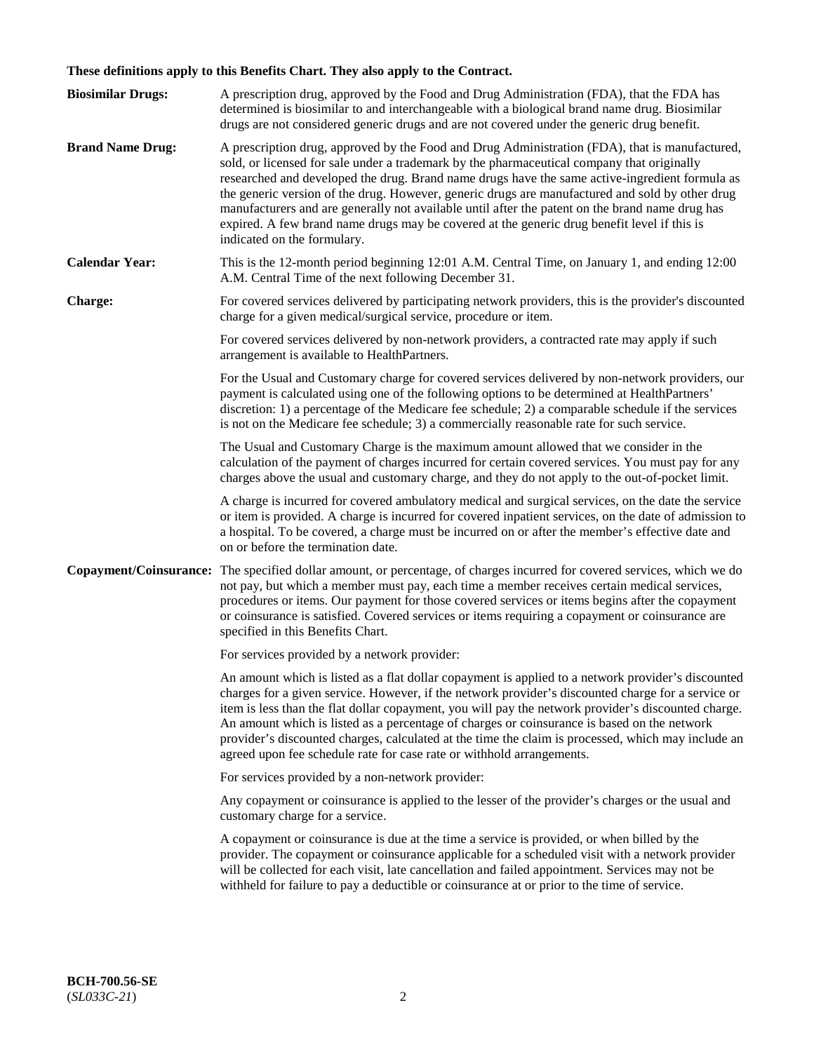**These definitions apply to this Benefits Chart. They also apply to the Contract.**

**Biosimilar Drugs:** A prescription drug, approved by the Food and Drug Administration (FDA), that the FDA has determined is biosimilar to and interchangeable with a biological brand name drug. Biosimilar drugs are not considered generic drugs and are not covered under the generic drug benefit.

**Brand Name Drug:** A prescription drug, approved by the Food and Drug Administration (FDA), that is manufactured, sold, or licensed for sale under a trademark by the pharmaceutical company that originally researched and developed the drug. Brand name drugs have the same active-ingredient formula as the generic version of the drug. However, generic drugs are manufactured and sold by other drug manufacturers and are generally not available until after the patent on the brand name drug has expired. A few brand name drugs may be covered at the generic drug benefit level if this is indicated on the formulary.

**Calendar Year:** This is the 12-month period beginning 12:01 A.M. Central Time, on January 1, and ending 12:00 A.M. Central Time of the next following December 31.

**Charge:** For covered services delivered by participating network providers, this is the provider's discounted charge for a given medical/surgical service, procedure or item.

For covered services delivered by non-network providers, a contracted rate may apply if such arrangement is available to HealthPartners.

For the Usual and Customary charge for covered services delivered by non-network providers, our payment is calculated using one of the following options to be determined at HealthPartners' discretion: 1) a percentage of the Medicare fee schedule; 2) a comparable schedule if the services is not on the Medicare fee schedule; 3) a commercially reasonable rate for such service.

The Usual and Customary Charge is the maximum amount allowed that we consider in the calculation of the payment of charges incurred for certain covered services. You must pay for any charges above the usual and customary charge, and they do not apply to the out-of-pocket limit.

A charge is incurred for covered ambulatory medical and surgical services, on the date the service or item is provided. A charge is incurred for covered inpatient services, on the date of admission to a hospital. To be covered, a charge must be incurred on or after the member's effective date and on or before the termination date.

**Copayment/Coinsurance:** The specified dollar amount, or percentage, of charges incurred for covered services, which we do not pay, but which a member must pay, each time a member receives certain medical services, procedures or items. Our payment for those covered services or items begins after the copayment or coinsurance is satisfied. Covered services or items requiring a copayment or coinsurance are specified in this Benefits Chart.

For services provided by a network provider:

An amount which is listed as a flat dollar copayment is applied to a network provider's discounted charges for a given service. However, if the network provider's discounted charge for a service or item is less than the flat dollar copayment, you will pay the network provider's discounted charge. An amount which is listed as a percentage of charges or coinsurance is based on the network provider's discounted charges, calculated at the time the claim is processed, which may include an agreed upon fee schedule rate for case rate or withhold arrangements.

For services provided by a non-network provider:

Any copayment or coinsurance is applied to the lesser of the provider's charges or the usual and customary charge for a service.

A copayment or coinsurance is due at the time a service is provided, or when billed by the provider. The copayment or coinsurance applicable for a scheduled visit with a network provider will be collected for each visit, late cancellation and failed appointment. Services may not be withheld for failure to pay a deductible or coinsurance at or prior to the time of service.

**BCH-700.56-SE**
(*SL033C-21*)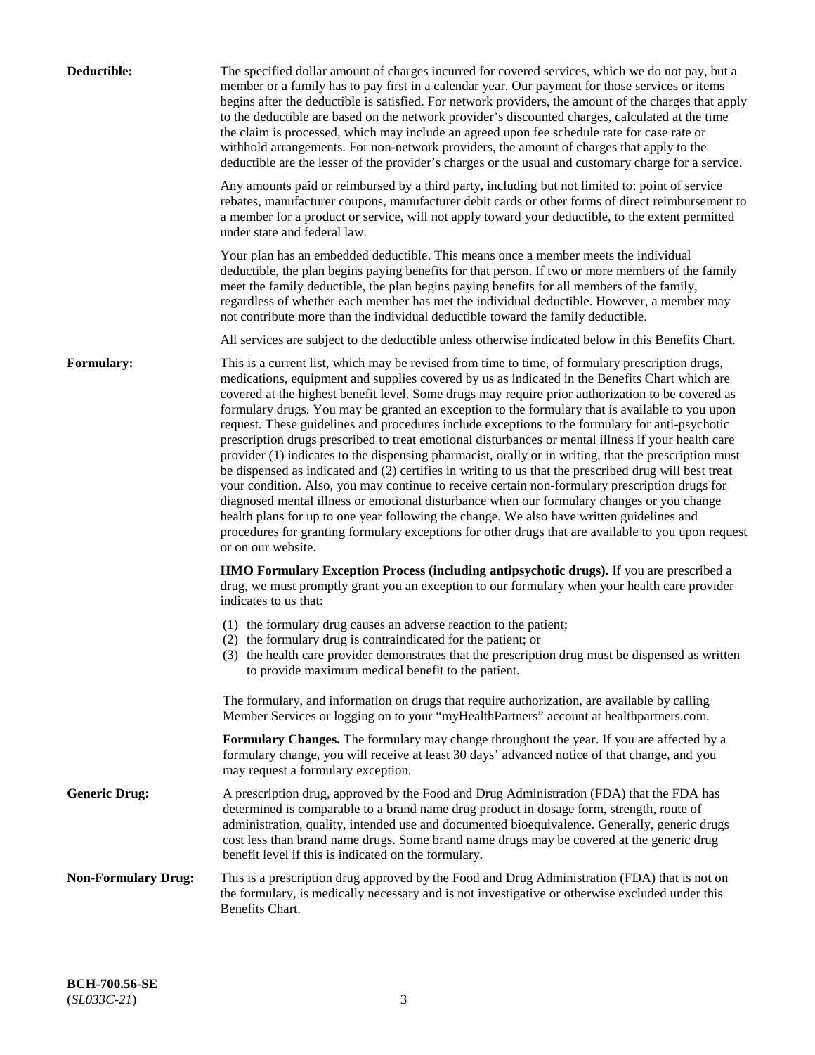**Deductible:** The specified dollar amount of charges incurred for covered services, which we do not pay, but a member or a family has to pay first in a calendar year. Our payment for those services or items begins after the deductible is satisfied. For network providers, the amount of the charges that apply to the deductible are based on the network provider's discounted charges, calculated at the time the claim is processed, which may include an agreed upon fee schedule rate for case rate or withhold arrangements. For non-network providers, the amount of charges that apply to the deductible are the lesser of the provider's charges or the usual and customary charge for a service.

Any amounts paid or reimbursed by a third party, including but not limited to: point of service rebates, manufacturer coupons, manufacturer debit cards or other forms of direct reimbursement to a member for a product or service, will not apply toward your deductible, to the extent permitted under state and federal law.

Your plan has an embedded deductible. This means once a member meets the individual deductible, the plan begins paying benefits for that person. If two or more members of the family meet the family deductible, the plan begins paying benefits for all members of the family, regardless of whether each member has met the individual deductible. However, a member may not contribute more than the individual deductible toward the family deductible.

All services are subject to the deductible unless otherwise indicated below in this Benefits Chart.

**Formulary:** This is a current list, which may be revised from time to time, of formulary prescription drugs, medications, equipment and supplies covered by us as indicated in the Benefits Chart which are covered at the highest benefit level. Some drugs may require prior authorization to be covered as formulary drugs. You may be granted an exception to the formulary that is available to you upon request. These guidelines and procedures include exceptions to the formulary for anti-psychotic prescription drugs prescribed to treat emotional disturbances or mental illness if your health care provider (1) indicates to the dispensing pharmacist, orally or in writing, that the prescription must be dispensed as indicated and (2) certifies in writing to us that the prescribed drug will best treat your condition. Also, you may continue to receive certain non-formulary prescription drugs for diagnosed mental illness or emotional disturbance when our formulary changes or you change health plans for up to one year following the change. We also have written guidelines and procedures for granting formulary exceptions for other drugs that are available to you upon request or on our website.

**HMO Formulary Exception Process (including antipsychotic drugs).** If you are prescribed a drug, we must promptly grant you an exception to our formulary when your health care provider indicates to us that:

(1) the formulary drug causes an adverse reaction to the patient;
(2) the formulary drug is contraindicated for the patient; or
(3) the health care provider demonstrates that the prescription drug must be dispensed as written to provide maximum medical benefit to the patient.

The formulary, and information on drugs that require authorization, are available by calling Member Services or logging on to your "myHealthPartners" account at healthpartners.com.

**Formulary Changes.** The formulary may change throughout the year. If you are affected by a formulary change, you will receive at least 30 days' advanced notice of that change, and you may request a formulary exception.

**Generic Drug:** A prescription drug, approved by the Food and Drug Administration (FDA) that the FDA has determined is comparable to a brand name drug product in dosage form, strength, route of administration, quality, intended use and documented bioequivalence. Generally, generic drugs cost less than brand name drugs. Some brand name drugs may be covered at the generic drug benefit level if this is indicated on the formulary.

**Non-Formulary Drug:** This is a prescription drug approved by the Food and Drug Administration (FDA) that is not on the formulary, is medically necessary and is not investigative or otherwise excluded under this Benefits Chart.

**BCH-700.56-SE**
(*SL033C-21*)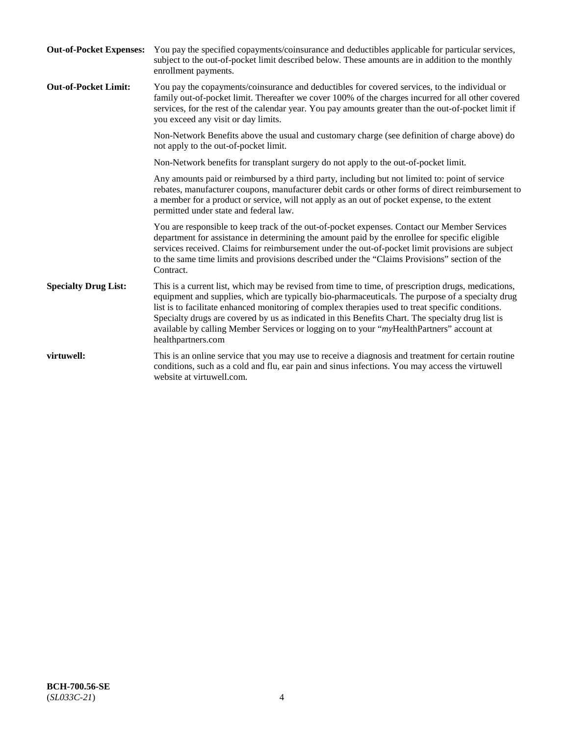**Out-of-Pocket Expenses:** You pay the specified copayments/coinsurance and deductibles applicable for particular services, subject to the out-of-pocket limit described below. These amounts are in addition to the monthly enrollment payments.

**Out-of-Pocket Limit:** You pay the copayments/coinsurance and deductibles for covered services, to the individual or family out-of-pocket limit. Thereafter we cover 100% of the charges incurred for all other covered services, for the rest of the calendar year. You pay amounts greater than the out-of-pocket limit if you exceed any visit or day limits.

Non-Network Benefits above the usual and customary charge (see definition of charge above) do not apply to the out-of-pocket limit.

Non-Network benefits for transplant surgery do not apply to the out-of-pocket limit.

Any amounts paid or reimbursed by a third party, including but not limited to: point of service rebates, manufacturer coupons, manufacturer debit cards or other forms of direct reimbursement to a member for a product or service, will not apply as an out of pocket expense, to the extent permitted under state and federal law.

You are responsible to keep track of the out-of-pocket expenses. Contact our Member Services department for assistance in determining the amount paid by the enrollee for specific eligible services received. Claims for reimbursement under the out-of-pocket limit provisions are subject to the same time limits and provisions described under the "Claims Provisions" section of the Contract.

**Specialty Drug List:** This is a current list, which may be revised from time to time, of prescription drugs, medications, equipment and supplies, which are typically bio-pharmaceuticals. The purpose of a specialty drug list is to facilitate enhanced monitoring of complex therapies used to treat specific conditions. Specialty drugs are covered by us as indicated in this Benefits Chart. The specialty drug list is available by calling Member Services or logging on to your "*my*HealthPartners" account at healthpartners.com

**virtuwell:** This is an online service that you may use to receive a diagnosis and treatment for certain routine conditions, such as a cold and flu, ear pain and sinus infections. You may access the virtuwell website at virtuwell.com.

**BCH-700.56-SE**
(*SL033C-21*)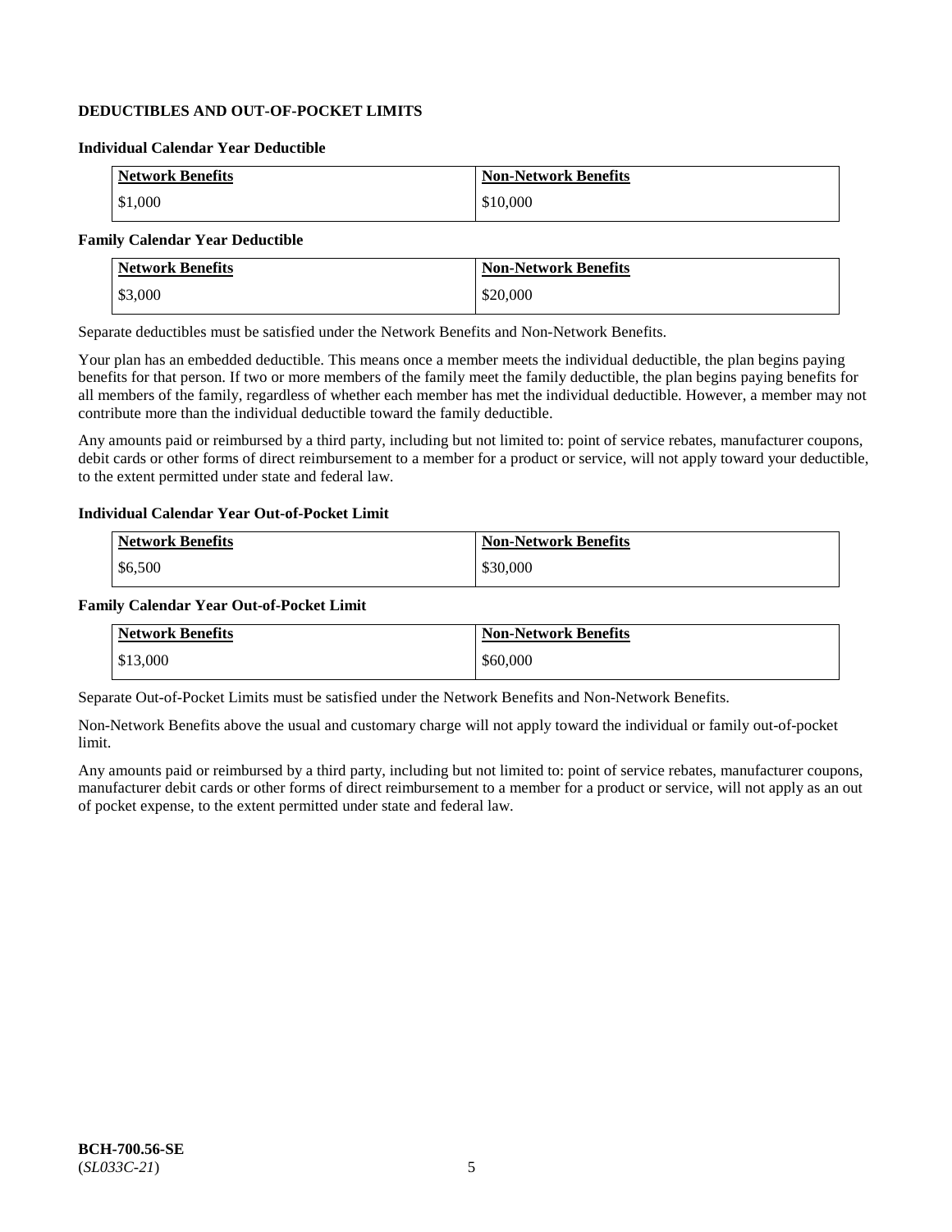## DEDUCTIBLES AND OUT-OF-POCKET LIMITS

### Individual Calendar Year Deductible

| Network Benefits | Non-Network Benefits |
|---|---|
| $1,000 | $10,000 |

### Family Calendar Year Deductible

| Network Benefits | Non-Network Benefits |
|---|---|
| $3,000 | $20,000 |

Separate deductibles must be satisfied under the Network Benefits and Non-Network Benefits.

Your plan has an embedded deductible. This means once a member meets the individual deductible, the plan begins paying benefits for that person. If two or more members of the family meet the family deductible, the plan begins paying benefits for all members of the family, regardless of whether each member has met the individual deductible. However, a member may not contribute more than the individual deductible toward the family deductible.

Any amounts paid or reimbursed by a third party, including but not limited to: point of service rebates, manufacturer coupons, debit cards or other forms of direct reimbursement to a member for a product or service, will not apply toward your deductible, to the extent permitted under state and federal law.

### Individual Calendar Year Out-of-Pocket Limit

| Network Benefits | Non-Network Benefits |
|---|---|
| $6,500 | $30,000 |

### Family Calendar Year Out-of-Pocket Limit

| Network Benefits | Non-Network Benefits |
|---|---|
| $13,000 | $60,000 |

Separate Out-of-Pocket Limits must be satisfied under the Network Benefits and Non-Network Benefits.

Non-Network Benefits above the usual and customary charge will not apply toward the individual or family out-of-pocket limit.

Any amounts paid or reimbursed by a third party, including but not limited to: point of service rebates, manufacturer coupons, manufacturer debit cards or other forms of direct reimbursement to a member for a product or service, will not apply as an out of pocket expense, to the extent permitted under state and federal law.

**BCH-700.56-SE**
(*SL033C-21*)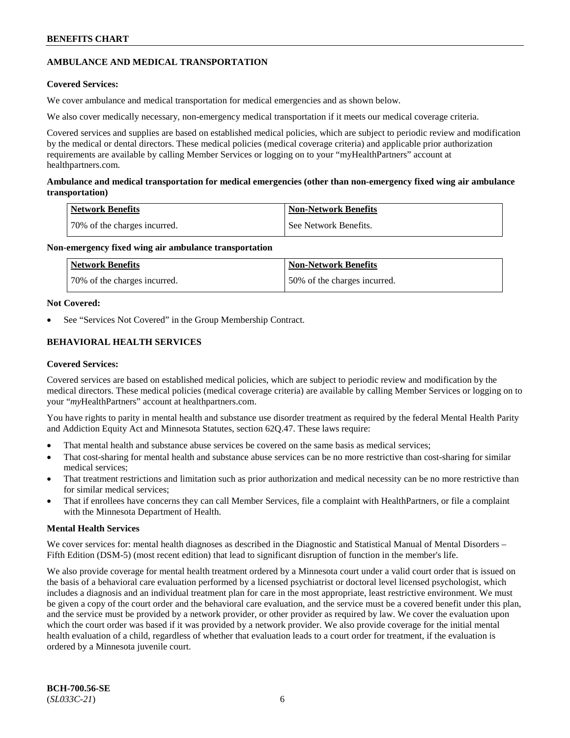## AMBULANCE AND MEDICAL TRANSPORTATION

**Covered Services:**

We cover ambulance and medical transportation for medical emergencies and as shown below.

We also cover medically necessary, non-emergency medical transportation if it meets our medical coverage criteria.

Covered services and supplies are based on established medical policies, which are subject to periodic review and modification by the medical or dental directors. These medical policies (medical coverage criteria) and applicable prior authorization requirements are available by calling Member Services or logging on to your "myHealthPartners" account at healthpartners.com.

**Ambulance and medical transportation for medical emergencies (other than non-emergency fixed wing air ambulance transportation)**

| Network Benefits | Non-Network Benefits |
|---|---|
| 70% of the charges incurred. | See Network Benefits. |

**Non-emergency fixed wing air ambulance transportation**

| Network Benefits | Non-Network Benefits |
|---|---|
| 70% of the charges incurred. | 50% of the charges incurred. |

**Not Covered:**

- See "Services Not Covered" in the Group Membership Contract.

## BEHAVIORAL HEALTH SERVICES

**Covered Services:**

Covered services are based on established medical policies, which are subject to periodic review and modification by the medical directors. These medical policies (medical coverage criteria) are available by calling Member Services or logging on to your "*my*HealthPartners" account at healthpartners.com.

You have rights to parity in mental health and substance use disorder treatment as required by the federal Mental Health Parity and Addiction Equity Act and Minnesota Statutes, section 62Q.47. These laws require:

- That mental health and substance abuse services be covered on the same basis as medical services;
- That cost-sharing for mental health and substance abuse services can be no more restrictive than cost-sharing for similar medical services;
- That treatment restrictions and limitation such as prior authorization and medical necessity can be no more restrictive than for similar medical services;
- That if enrollees have concerns they can call Member Services, file a complaint with HealthPartners, or file a complaint with the Minnesota Department of Health.

**Mental Health Services**

We cover services for: mental health diagnoses as described in the Diagnostic and Statistical Manual of Mental Disorders – Fifth Edition (DSM-5) (most recent edition) that lead to significant disruption of function in the member's life.

We also provide coverage for mental health treatment ordered by a Minnesota court under a valid court order that is issued on the basis of a behavioral care evaluation performed by a licensed psychiatrist or doctoral level licensed psychologist, which includes a diagnosis and an individual treatment plan for care in the most appropriate, least restrictive environment. We must be given a copy of the court order and the behavioral care evaluation, and the service must be a covered benefit under this plan, and the service must be provided by a network provider, or other provider as required by law. We cover the evaluation upon which the court order was based if it was provided by a network provider. We also provide coverage for the initial mental health evaluation of a child, regardless of whether that evaluation leads to a court order for treatment, if the evaluation is ordered by a Minnesota juvenile court.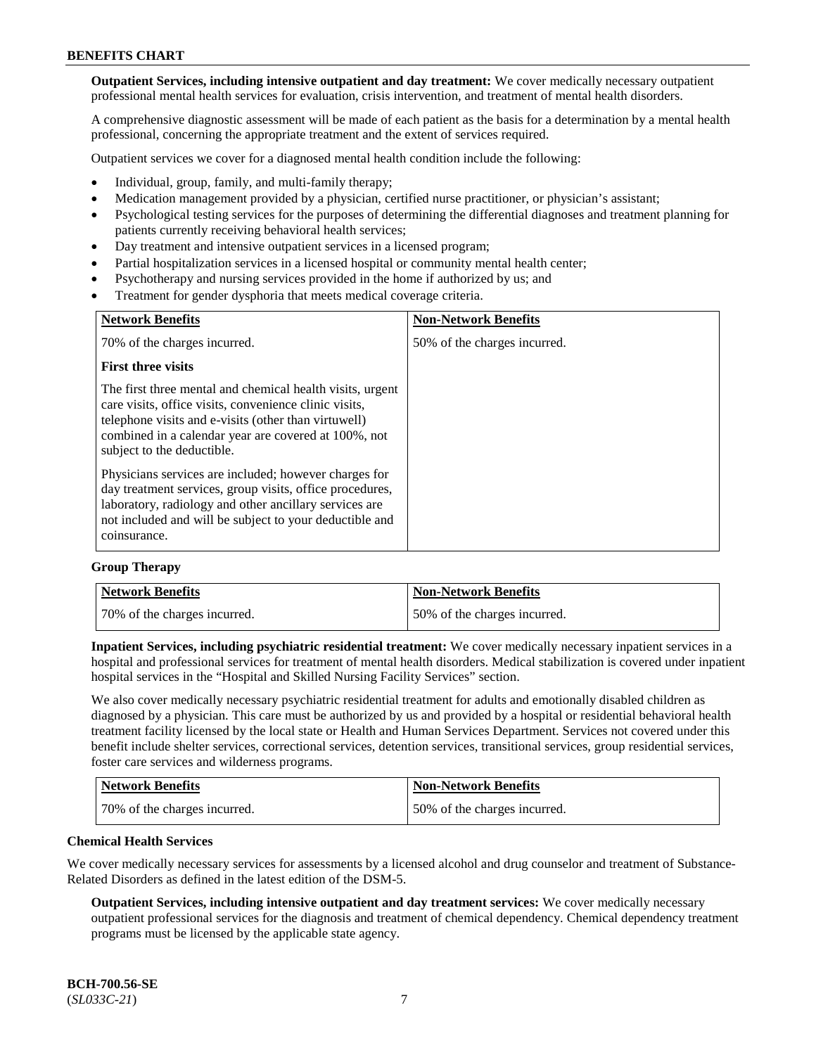**Outpatient Services, including intensive outpatient and day treatment:** We cover medically necessary outpatient professional mental health services for evaluation, crisis intervention, and treatment of mental health disorders.

A comprehensive diagnostic assessment will be made of each patient as the basis for a determination by a mental health professional, concerning the appropriate treatment and the extent of services required.

Outpatient services we cover for a diagnosed mental health condition include the following:

- Individual, group, family, and multi-family therapy;
- Medication management provided by a physician, certified nurse practitioner, or physician's assistant;
- Psychological testing services for the purposes of determining the differential diagnoses and treatment planning for patients currently receiving behavioral health services;
- Day treatment and intensive outpatient services in a licensed program;
- Partial hospitalization services in a licensed hospital or community mental health center;
- Psychotherapy and nursing services provided in the home if authorized by us; and
- Treatment for gender dysphoria that meets medical coverage criteria.

| Network Benefits | Non-Network Benefits |
|---|---|
| 70% of the charges incurred.<br><br>**First three visits**<br><br>The first three mental and chemical health visits, urgent care visits, office visits, convenience clinic visits, telephone visits and e-visits (other than virtuwell) combined in a calendar year are covered at 100%, not subject to the deductible.<br><br>Physicians services are included; however charges for day treatment services, group visits, office procedures, laboratory, radiology and other ancillary services are not included and will be subject to your deductible and coinsurance. | 50% of the charges incurred. |

**Group Therapy**

| Network Benefits | Non-Network Benefits |
|---|---|
| 70% of the charges incurred. | 50% of the charges incurred. |

**Inpatient Services, including psychiatric residential treatment:** We cover medically necessary inpatient services in a hospital and professional services for treatment of mental health disorders. Medical stabilization is covered under inpatient hospital services in the "Hospital and Skilled Nursing Facility Services" section.

We also cover medically necessary psychiatric residential treatment for adults and emotionally disabled children as diagnosed by a physician. This care must be authorized by us and provided by a hospital or residential behavioral health treatment facility licensed by the local state or Health and Human Services Department. Services not covered under this benefit include shelter services, correctional services, detention services, transitional services, group residential services, foster care services and wilderness programs.

| Network Benefits | Non-Network Benefits |
|---|---|
| 70% of the charges incurred. | 50% of the charges incurred. |

**Chemical Health Services**

We cover medically necessary services for assessments by a licensed alcohol and drug counselor and treatment of Substance-Related Disorders as defined in the latest edition of the DSM-5.

**Outpatient Services, including intensive outpatient and day treatment services:** We cover medically necessary outpatient professional services for the diagnosis and treatment of chemical dependency. Chemical dependency treatment programs must be licensed by the applicable state agency.

**BCH-700.56-SE**
(*SL033C-21*)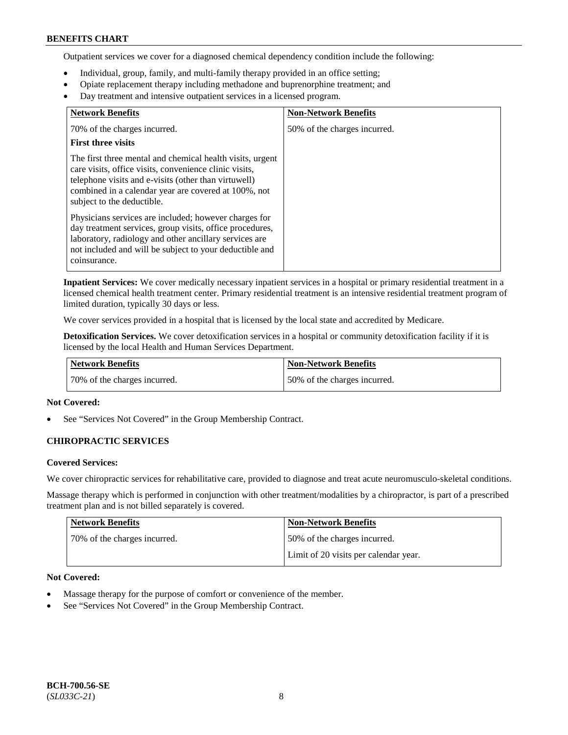Outpatient services we cover for a diagnosed chemical dependency condition include the following:

- Individual, group, family, and multi-family therapy provided in an office setting;
- Opiate replacement therapy including methadone and buprenorphine treatment; and
- Day treatment and intensive outpatient services in a licensed program.

| Network Benefits | Non-Network Benefits |
|---|---|
| 70% of the charges incurred.<br><br>**First three visits**<br><br>The first three mental and chemical health visits, urgent care visits, office visits, convenience clinic visits, telephone visits and e-visits (other than virtuwell) combined in a calendar year are covered at 100%, not subject to the deductible.<br><br>Physicians services are included; however charges for day treatment services, group visits, office procedures, laboratory, radiology and other ancillary services are not included and will be subject to your deductible and coinsurance. | 50% of the charges incurred. |

**Inpatient Services:** We cover medically necessary inpatient services in a hospital or primary residential treatment in a licensed chemical health treatment center. Primary residential treatment is an intensive residential treatment program of limited duration, typically 30 days or less.

We cover services provided in a hospital that is licensed by the local state and accredited by Medicare.

**Detoxification Services.** We cover detoxification services in a hospital or community detoxification facility if it is licensed by the local Health and Human Services Department.

| Network Benefits | Non-Network Benefits |
|---|---|
| 70% of the charges incurred. | 50% of the charges incurred. |

**Not Covered:**

- See "Services Not Covered" in the Group Membership Contract.

### CHIROPRACTIC SERVICES

**Covered Services:**

We cover chiropractic services for rehabilitative care, provided to diagnose and treat acute neuromusculo-skeletal conditions.

Massage therapy which is performed in conjunction with other treatment/modalities by a chiropractor, is part of a prescribed treatment plan and is not billed separately is covered.

| Network Benefits | Non-Network Benefits |
|---|---|
| 70% of the charges incurred. | 50% of the charges incurred.<br><br>Limit of 20 visits per calendar year. |

**Not Covered:**

- Massage therapy for the purpose of comfort or convenience of the member.
- See "Services Not Covered" in the Group Membership Contract.

BCH-700.56-SE
(*SL033C-21*)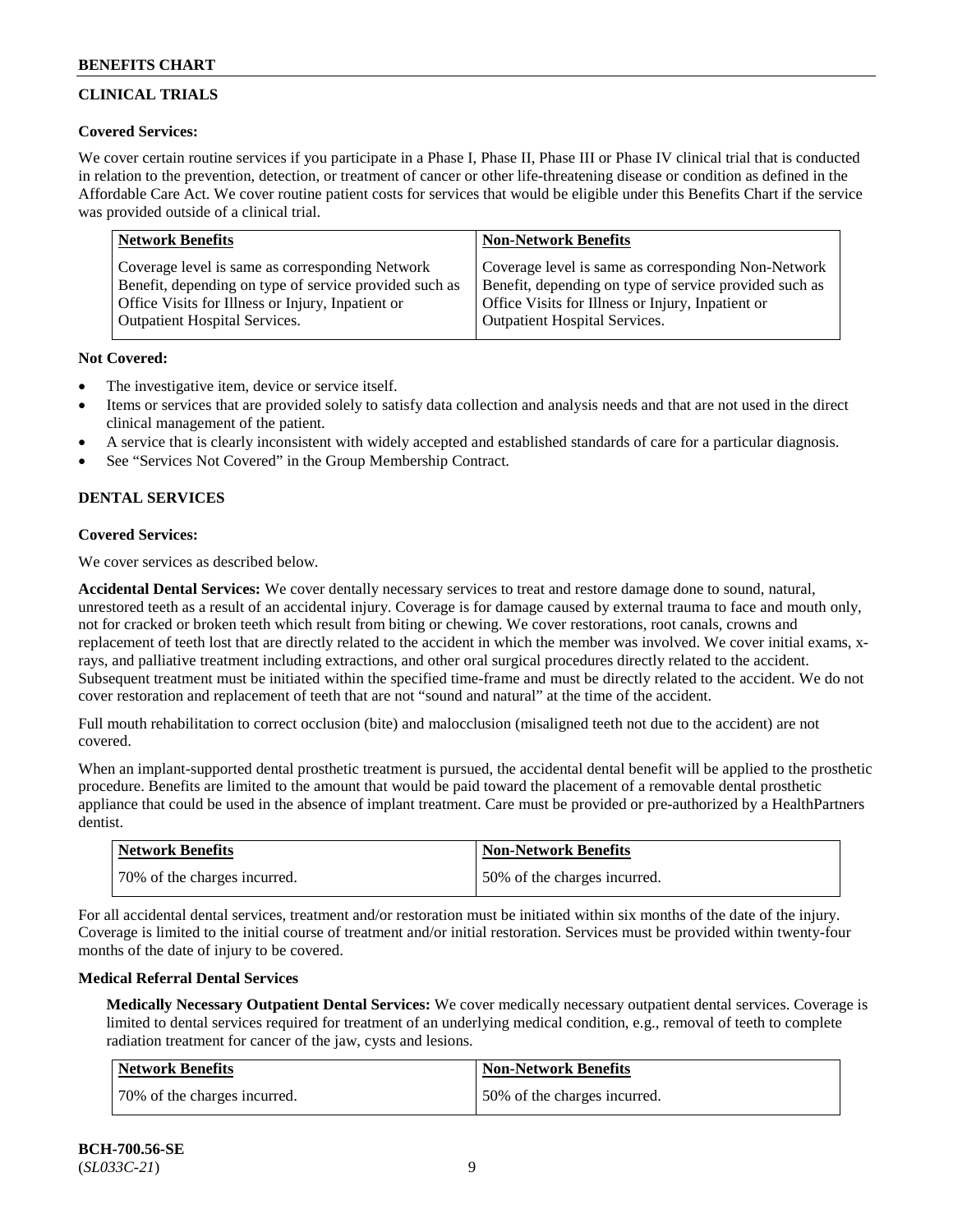## CLINICAL TRIALS

**Covered Services:**

We cover certain routine services if you participate in a Phase I, Phase II, Phase III or Phase IV clinical trial that is conducted in relation to the prevention, detection, or treatment of cancer or other life-threatening disease or condition as defined in the Affordable Care Act. We cover routine patient costs for services that would be eligible under this Benefits Chart if the service was provided outside of a clinical trial.

| Network Benefits | Non-Network Benefits |
|---|---|
| Coverage level is same as corresponding Network Benefit, depending on type of service provided such as Office Visits for Illness or Injury, Inpatient or Outpatient Hospital Services. | Coverage level is same as corresponding Non-Network Benefit, depending on type of service provided such as Office Visits for Illness or Injury, Inpatient or Outpatient Hospital Services. |

**Not Covered:**

- The investigative item, device or service itself.
- Items or services that are provided solely to satisfy data collection and analysis needs and that are not used in the direct clinical management of the patient.
- A service that is clearly inconsistent with widely accepted and established standards of care for a particular diagnosis.
- See "Services Not Covered" in the Group Membership Contract.

## DENTAL SERVICES

**Covered Services:**

We cover services as described below.

**Accidental Dental Services:** We cover dentally necessary services to treat and restore damage done to sound, natural, unrestored teeth as a result of an accidental injury. Coverage is for damage caused by external trauma to face and mouth only, not for cracked or broken teeth which result from biting or chewing. We cover restorations, root canals, crowns and replacement of teeth lost that are directly related to the accident in which the member was involved. We cover initial exams, x-rays, and palliative treatment including extractions, and other oral surgical procedures directly related to the accident. Subsequent treatment must be initiated within the specified time-frame and must be directly related to the accident. We do not cover restoration and replacement of teeth that are not "sound and natural" at the time of the accident.

Full mouth rehabilitation to correct occlusion (bite) and malocclusion (misaligned teeth not due to the accident) are not covered.

When an implant-supported dental prosthetic treatment is pursued, the accidental dental benefit will be applied to the prosthetic procedure. Benefits are limited to the amount that would be paid toward the placement of a removable dental prosthetic appliance that could be used in the absence of implant treatment. Care must be provided or pre-authorized by a HealthPartners dentist.

| Network Benefits | Non-Network Benefits |
|---|---|
| 70% of the charges incurred. | 50% of the charges incurred. |

For all accidental dental services, treatment and/or restoration must be initiated within six months of the date of the injury. Coverage is limited to the initial course of treatment and/or initial restoration. Services must be provided within twenty-four months of the date of injury to be covered.

**Medical Referral Dental Services**

**Medically Necessary Outpatient Dental Services:** We cover medically necessary outpatient dental services. Coverage is limited to dental services required for treatment of an underlying medical condition, e.g., removal of teeth to complete radiation treatment for cancer of the jaw, cysts and lesions.

| Network Benefits | Non-Network Benefits |
|---|---|
| 70% of the charges incurred. | 50% of the charges incurred. |

**BCH-700.56-SE**
(*SL033C-21*)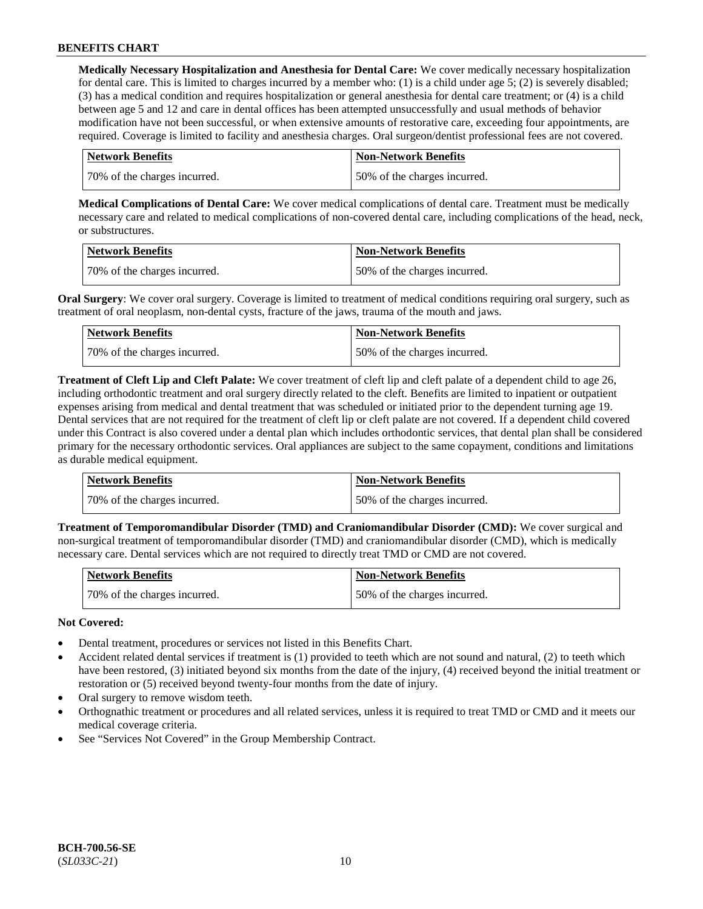**Medically Necessary Hospitalization and Anesthesia for Dental Care:** We cover medically necessary hospitalization for dental care. This is limited to charges incurred by a member who: (1) is a child under age 5; (2) is severely disabled; (3) has a medical condition and requires hospitalization or general anesthesia for dental care treatment; or (4) is a child between age 5 and 12 and care in dental offices has been attempted unsuccessfully and usual methods of behavior modification have not been successful, or when extensive amounts of restorative care, exceeding four appointments, are required. Coverage is limited to facility and anesthesia charges. Oral surgeon/dentist professional fees are not covered.

| Network Benefits | Non-Network Benefits |
|---|---|
| 70% of the charges incurred. | 50% of the charges incurred. |

**Medical Complications of Dental Care:** We cover medical complications of dental care. Treatment must be medically necessary care and related to medical complications of non-covered dental care, including complications of the head, neck, or substructures.

| Network Benefits | Non-Network Benefits |
|---|---|
| 70% of the charges incurred. | 50% of the charges incurred. |

**Oral Surgery**: We cover oral surgery. Coverage is limited to treatment of medical conditions requiring oral surgery, such as treatment of oral neoplasm, non-dental cysts, fracture of the jaws, trauma of the mouth and jaws.

| Network Benefits | Non-Network Benefits |
|---|---|
| 70% of the charges incurred. | 50% of the charges incurred. |

**Treatment of Cleft Lip and Cleft Palate:** We cover treatment of cleft lip and cleft palate of a dependent child to age 26, including orthodontic treatment and oral surgery directly related to the cleft. Benefits are limited to inpatient or outpatient expenses arising from medical and dental treatment that was scheduled or initiated prior to the dependent turning age 19. Dental services that are not required for the treatment of cleft lip or cleft palate are not covered. If a dependent child covered under this Contract is also covered under a dental plan which includes orthodontic services, that dental plan shall be considered primary for the necessary orthodontic services. Oral appliances are subject to the same copayment, conditions and limitations as durable medical equipment.

| Network Benefits | Non-Network Benefits |
|---|---|
| 70% of the charges incurred. | 50% of the charges incurred. |

**Treatment of Temporomandibular Disorder (TMD) and Craniomandibular Disorder (CMD):** We cover surgical and non-surgical treatment of temporomandibular disorder (TMD) and craniomandibular disorder (CMD), which is medically necessary care. Dental services which are not required to directly treat TMD or CMD are not covered.

| Network Benefits | Non-Network Benefits |
|---|---|
| 70% of the charges incurred. | 50% of the charges incurred. |

**Not Covered:**

- Dental treatment, procedures or services not listed in this Benefits Chart.
- Accident related dental services if treatment is (1) provided to teeth which are not sound and natural, (2) to teeth which have been restored, (3) initiated beyond six months from the date of the injury, (4) received beyond the initial treatment or restoration or (5) received beyond twenty-four months from the date of injury.
- Oral surgery to remove wisdom teeth.
- Orthognathic treatment or procedures and all related services, unless it is required to treat TMD or CMD and it meets our medical coverage criteria.
- See "Services Not Covered" in the Group Membership Contract.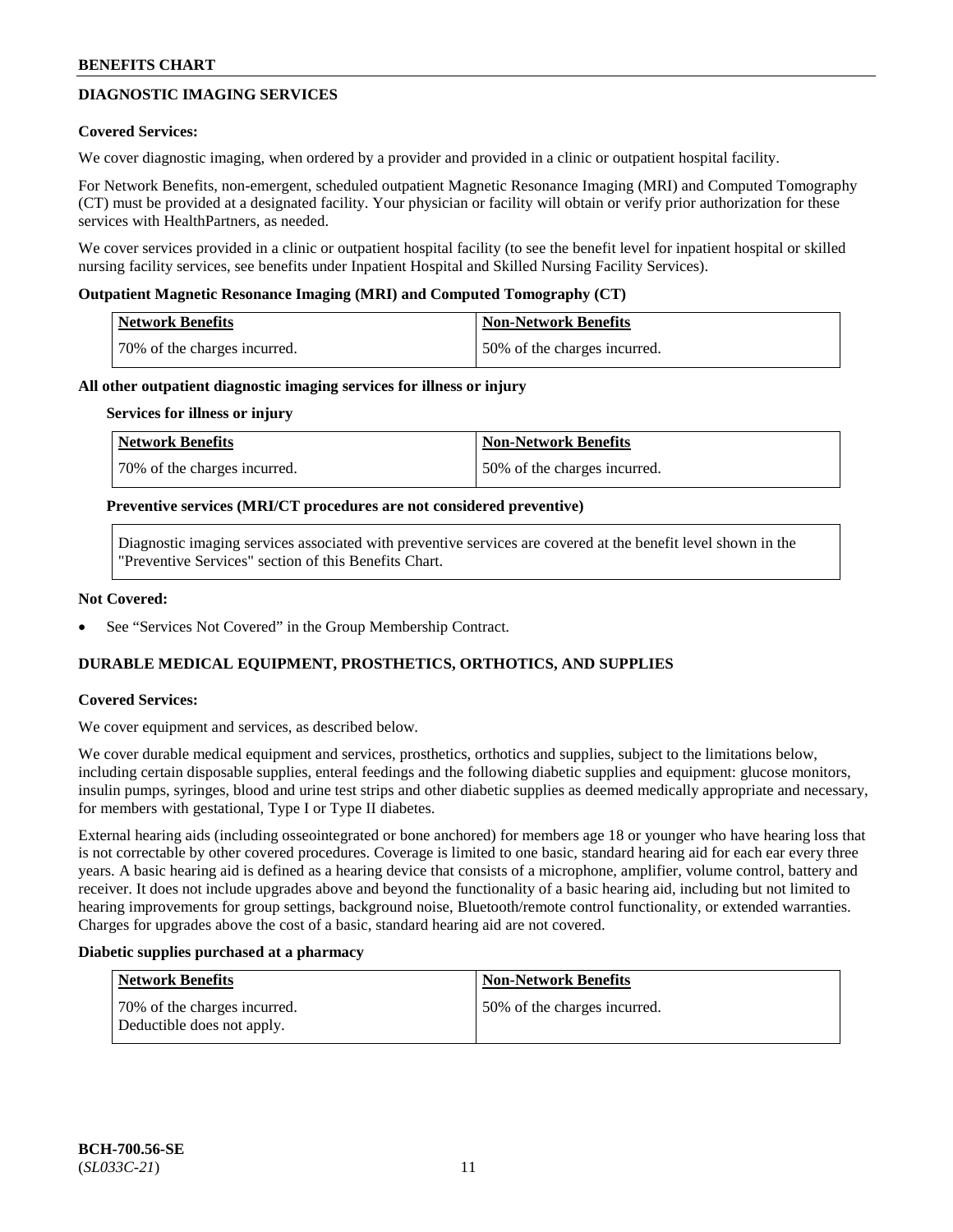## DIAGNOSTIC IMAGING SERVICES

**Covered Services:**

We cover diagnostic imaging, when ordered by a provider and provided in a clinic or outpatient hospital facility.

For Network Benefits, non-emergent, scheduled outpatient Magnetic Resonance Imaging (MRI) and Computed Tomography (CT) must be provided at a designated facility. Your physician or facility will obtain or verify prior authorization for these services with HealthPartners, as needed.

We cover services provided in a clinic or outpatient hospital facility (to see the benefit level for inpatient hospital or skilled nursing facility services, see benefits under Inpatient Hospital and Skilled Nursing Facility Services).

**Outpatient Magnetic Resonance Imaging (MRI) and Computed Tomography (CT)**

| Network Benefits | Non-Network Benefits |
|---|---|
| 70% of the charges incurred. | 50% of the charges incurred. |

**All other outpatient diagnostic imaging services for illness or injury**

**Services for illness or injury**

| Network Benefits | Non-Network Benefits |
|---|---|
| 70% of the charges incurred. | 50% of the charges incurred. |

**Preventive services (MRI/CT procedures are not considered preventive)**

Diagnostic imaging services associated with preventive services are covered at the benefit level shown in the "Preventive Services" section of this Benefits Chart.

**Not Covered:**

- See "Services Not Covered" in the Group Membership Contract.

## DURABLE MEDICAL EQUIPMENT, PROSTHETICS, ORTHOTICS, AND SUPPLIES

**Covered Services:**

We cover equipment and services, as described below.

We cover durable medical equipment and services, prosthetics, orthotics and supplies, subject to the limitations below, including certain disposable supplies, enteral feedings and the following diabetic supplies and equipment: glucose monitors, insulin pumps, syringes, blood and urine test strips and other diabetic supplies as deemed medically appropriate and necessary, for members with gestational, Type I or Type II diabetes.

External hearing aids (including osseointegrated or bone anchored) for members age 18 or younger who have hearing loss that is not correctable by other covered procedures. Coverage is limited to one basic, standard hearing aid for each ear every three years. A basic hearing aid is defined as a hearing device that consists of a microphone, amplifier, volume control, battery and receiver. It does not include upgrades above and beyond the functionality of a basic hearing aid, including but not limited to hearing improvements for group settings, background noise, Bluetooth/remote control functionality, or extended warranties. Charges for upgrades above the cost of a basic, standard hearing aid are not covered.

**Diabetic supplies purchased at a pharmacy**

| Network Benefits | Non-Network Benefits |
|---|---|
| 70% of the charges incurred. Deductible does not apply. | 50% of the charges incurred. |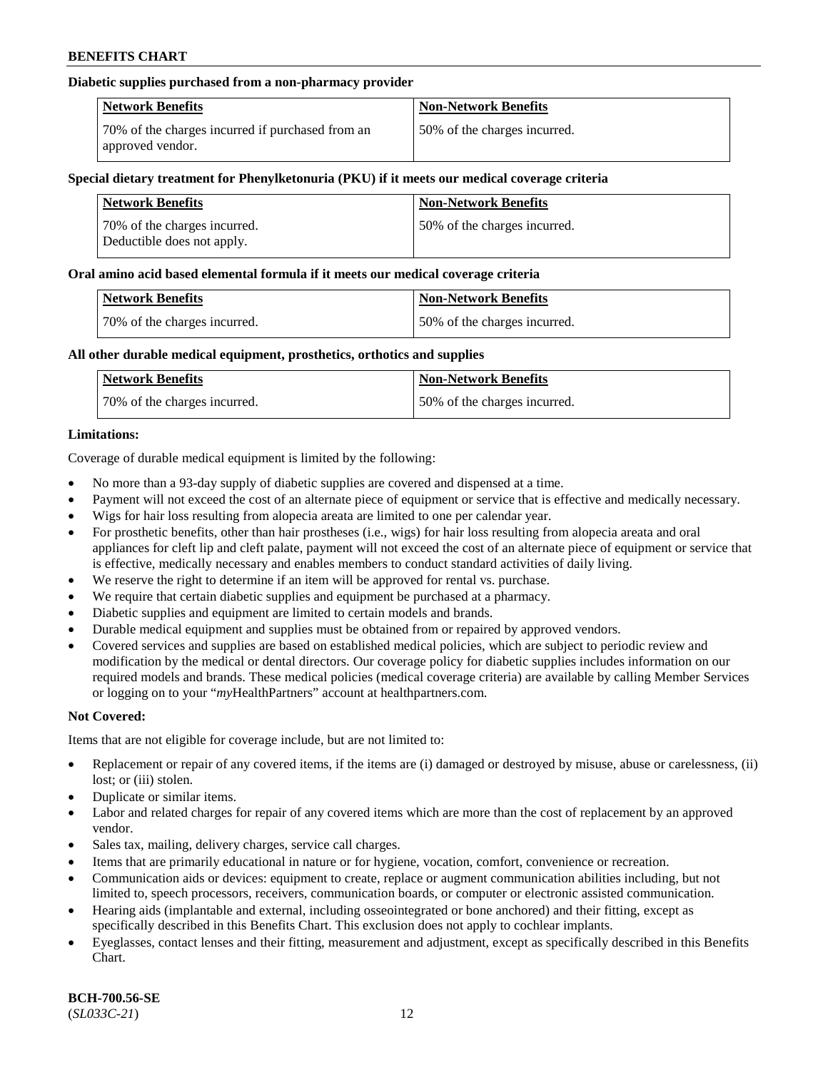**Diabetic supplies purchased from a non-pharmacy provider**

| Network Benefits | Non-Network Benefits |
|---|---|
| 70% of the charges incurred if purchased from an approved vendor. | 50% of the charges incurred. |

**Special dietary treatment for Phenylketonuria (PKU) if it meets our medical coverage criteria**

| Network Benefits | Non-Network Benefits |
|---|---|
| 70% of the charges incurred. Deductible does not apply. | 50% of the charges incurred. |

**Oral amino acid based elemental formula if it meets our medical coverage criteria**

| Network Benefits | Non-Network Benefits |
|---|---|
| 70% of the charges incurred. | 50% of the charges incurred. |

**All other durable medical equipment, prosthetics, orthotics and supplies**

| Network Benefits | Non-Network Benefits |
|---|---|
| 70% of the charges incurred. | 50% of the charges incurred. |

**Limitations:**

Coverage of durable medical equipment is limited by the following:

- No more than a 93-day supply of diabetic supplies are covered and dispensed at a time.
- Payment will not exceed the cost of an alternate piece of equipment or service that is effective and medically necessary.
- Wigs for hair loss resulting from alopecia areata are limited to one per calendar year.
- For prosthetic benefits, other than hair prostheses (i.e., wigs) for hair loss resulting from alopecia areata and oral appliances for cleft lip and cleft palate, payment will not exceed the cost of an alternate piece of equipment or service that is effective, medically necessary and enables members to conduct standard activities of daily living.
- We reserve the right to determine if an item will be approved for rental vs. purchase.
- We require that certain diabetic supplies and equipment be purchased at a pharmacy.
- Diabetic supplies and equipment are limited to certain models and brands.
- Durable medical equipment and supplies must be obtained from or repaired by approved vendors.
- Covered services and supplies are based on established medical policies, which are subject to periodic review and modification by the medical or dental directors. Our coverage policy for diabetic supplies includes information on our required models and brands. These medical policies (medical coverage criteria) are available by calling Member Services or logging on to your "*my*HealthPartners" account at healthpartners.com.

**Not Covered:**

Items that are not eligible for coverage include, but are not limited to:

- Replacement or repair of any covered items, if the items are (i) damaged or destroyed by misuse, abuse or carelessness, (ii) lost; or (iii) stolen.
- Duplicate or similar items.
- Labor and related charges for repair of any covered items which are more than the cost of replacement by an approved vendor.
- Sales tax, mailing, delivery charges, service call charges.
- Items that are primarily educational in nature or for hygiene, vocation, comfort, convenience or recreation.
- Communication aids or devices: equipment to create, replace or augment communication abilities including, but not limited to, speech processors, receivers, communication boards, or computer or electronic assisted communication.
- Hearing aids (implantable and external, including osseointegrated or bone anchored) and their fitting, except as specifically described in this Benefits Chart. This exclusion does not apply to cochlear implants.
- Eyeglasses, contact lenses and their fitting, measurement and adjustment, except as specifically described in this Benefits Chart.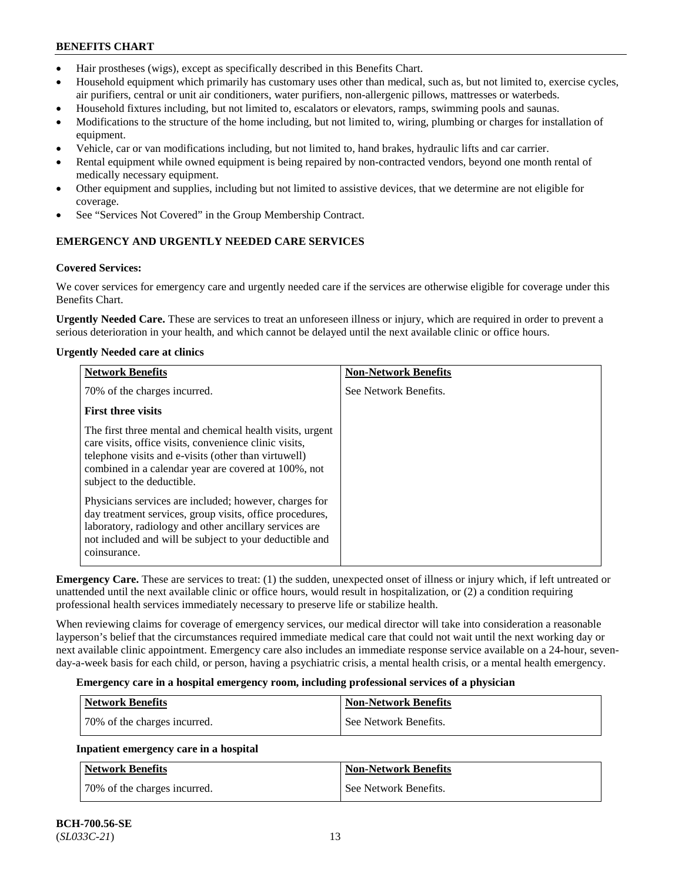- Hair prostheses (wigs), except as specifically described in this Benefits Chart.
- Household equipment which primarily has customary uses other than medical, such as, but not limited to, exercise cycles, air purifiers, central or unit air conditioners, water purifiers, non-allergenic pillows, mattresses or waterbeds.
- Household fixtures including, but not limited to, escalators or elevators, ramps, swimming pools and saunas.
- Modifications to the structure of the home including, but not limited to, wiring, plumbing or charges for installation of equipment.
- Vehicle, car or van modifications including, but not limited to, hand brakes, hydraulic lifts and car carrier.
- Rental equipment while owned equipment is being repaired by non-contracted vendors, beyond one month rental of medically necessary equipment.
- Other equipment and supplies, including but not limited to assistive devices, that we determine are not eligible for coverage.
- See "Services Not Covered" in the Group Membership Contract.

## EMERGENCY AND URGENTLY NEEDED CARE SERVICES

**Covered Services:**

We cover services for emergency care and urgently needed care if the services are otherwise eligible for coverage under this Benefits Chart.

**Urgently Needed Care.** These are services to treat an unforeseen illness or injury, which are required in order to prevent a serious deterioration in your health, and which cannot be delayed until the next available clinic or office hours.

**Urgently Needed care at clinics**

| Network Benefits | Non-Network Benefits |
|---|---|
| 70% of the charges incurred.<br><br>**First three visits**<br><br>The first three mental and chemical health visits, urgent care visits, office visits, convenience clinic visits, telephone visits and e-visits (other than virtuwell) combined in a calendar year are covered at 100%, not subject to the deductible.<br><br>Physicians services are included; however, charges for day treatment services, group visits, office procedures, laboratory, radiology and other ancillary services are not included and will be subject to your deductible and coinsurance. | See Network Benefits. |

**Emergency Care.** These are services to treat: (1) the sudden, unexpected onset of illness or injury which, if left untreated or unattended until the next available clinic or office hours, would result in hospitalization, or (2) a condition requiring professional health services immediately necessary to preserve life or stabilize health.

When reviewing claims for coverage of emergency services, our medical director will take into consideration a reasonable layperson's belief that the circumstances required immediate medical care that could not wait until the next working day or next available clinic appointment. Emergency care also includes an immediate response service available on a 24-hour, seven-day-a-week basis for each child, or person, having a psychiatric crisis, a mental health crisis, or a mental health emergency.

**Emergency care in a hospital emergency room, including professional services of a physician**

| Network Benefits | Non-Network Benefits |
|---|---|
| 70% of the charges incurred. | See Network Benefits. |

**Inpatient emergency care in a hospital**

| Network Benefits | Non-Network Benefits |
|---|---|
| 70% of the charges incurred. | See Network Benefits. |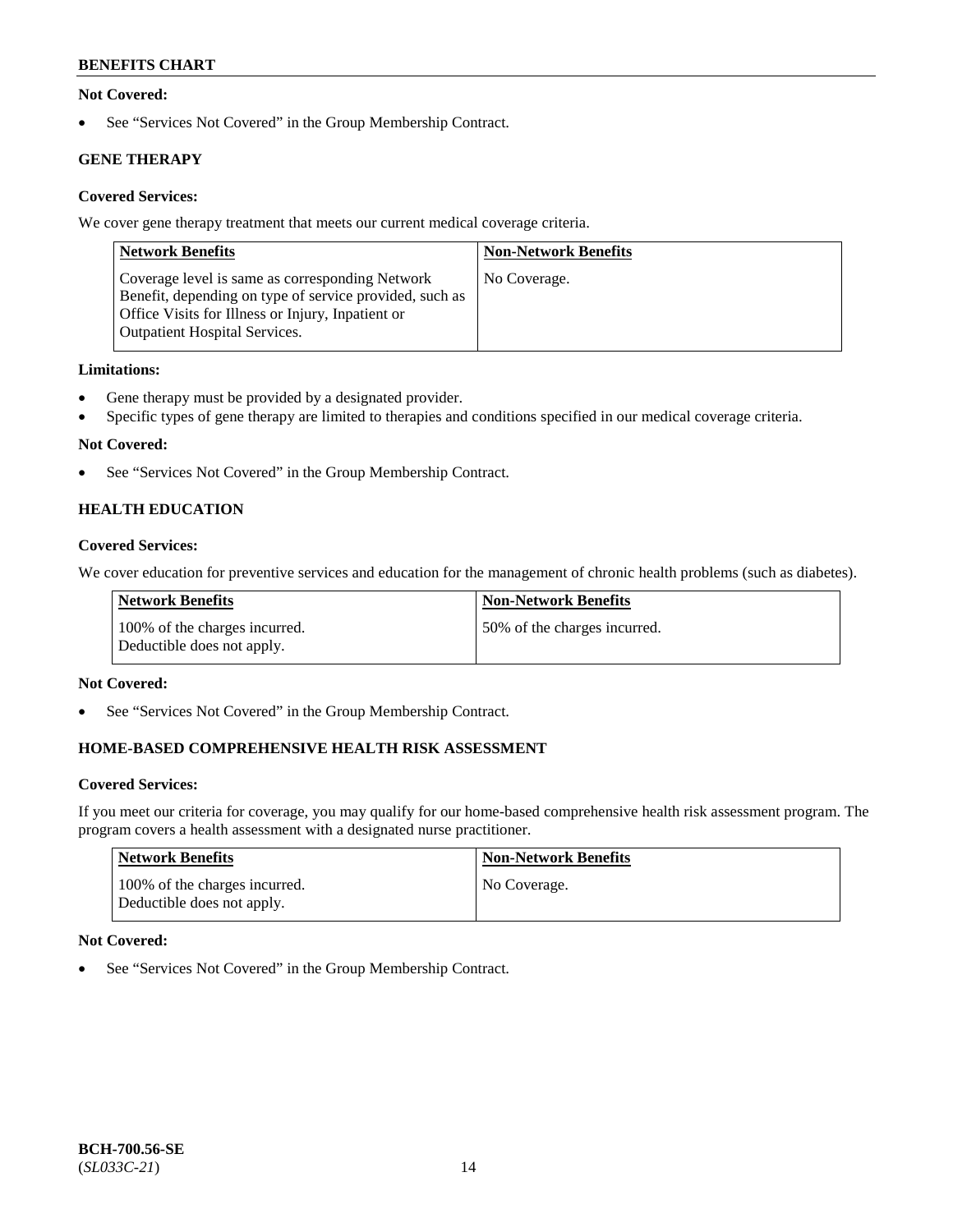**Not Covered:**

- See "Services Not Covered" in the Group Membership Contract.

### GENE THERAPY

**Covered Services:**

We cover gene therapy treatment that meets our current medical coverage criteria.

| Network Benefits | Non-Network Benefits |
|---|---|
| Coverage level is same as corresponding Network Benefit, depending on type of service provided, such as Office Visits for Illness or Injury, Inpatient or Outpatient Hospital Services. | No Coverage. |

**Limitations:**

- Gene therapy must be provided by a designated provider.
- Specific types of gene therapy are limited to therapies and conditions specified in our medical coverage criteria.

**Not Covered:**

- See "Services Not Covered" in the Group Membership Contract.

### HEALTH EDUCATION

**Covered Services:**

We cover education for preventive services and education for the management of chronic health problems (such as diabetes).

| Network Benefits | Non-Network Benefits |
|---|---|
| 100% of the charges incurred. Deductible does not apply. | 50% of the charges incurred. |

**Not Covered:**

- See "Services Not Covered" in the Group Membership Contract.

### HOME-BASED COMPREHENSIVE HEALTH RISK ASSESSMENT

**Covered Services:**

If you meet our criteria for coverage, you may qualify for our home-based comprehensive health risk assessment program. The program covers a health assessment with a designated nurse practitioner.

| Network Benefits | Non-Network Benefits |
|---|---|
| 100% of the charges incurred. Deductible does not apply. | No Coverage. |

**Not Covered:**

- See "Services Not Covered" in the Group Membership Contract.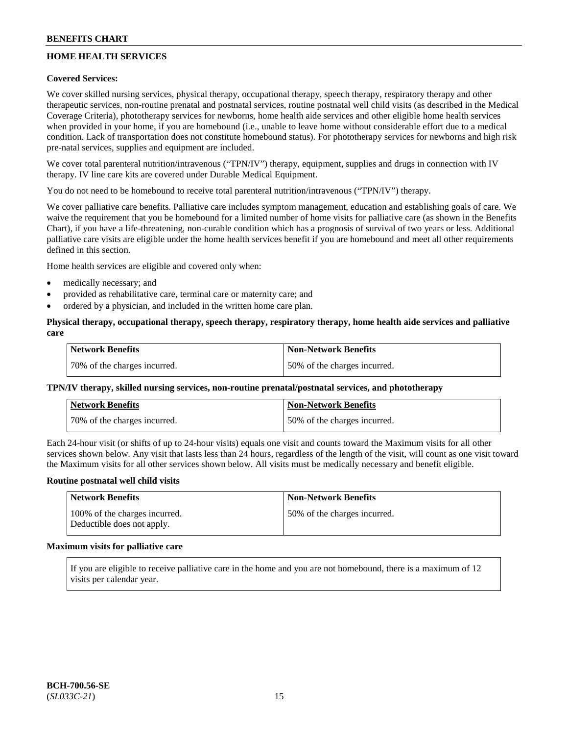## HOME HEALTH SERVICES

**Covered Services:**

We cover skilled nursing services, physical therapy, occupational therapy, speech therapy, respiratory therapy and other therapeutic services, non-routine prenatal and postnatal services, routine postnatal well child visits (as described in the Medical Coverage Criteria), phototherapy services for newborns, home health aide services and other eligible home health services when provided in your home, if you are homebound (i.e., unable to leave home without considerable effort due to a medical condition. Lack of transportation does not constitute homebound status). For phototherapy services for newborns and high risk pre-natal services, supplies and equipment are included.

We cover total parenteral nutrition/intravenous ("TPN/IV") therapy, equipment, supplies and drugs in connection with IV therapy. IV line care kits are covered under Durable Medical Equipment.

You do not need to be homebound to receive total parenteral nutrition/intravenous ("TPN/IV") therapy.

We cover palliative care benefits. Palliative care includes symptom management, education and establishing goals of care. We waive the requirement that you be homebound for a limited number of home visits for palliative care (as shown in the Benefits Chart), if you have a life-threatening, non-curable condition which has a prognosis of survival of two years or less. Additional palliative care visits are eligible under the home health services benefit if you are homebound and meet all other requirements defined in this section.

Home health services are eligible and covered only when:

- medically necessary; and
- provided as rehabilitative care, terminal care or maternity care; and
- ordered by a physician, and included in the written home care plan.

**Physical therapy, occupational therapy, speech therapy, respiratory therapy, home health aide services and palliative care**

| Network Benefits | Non-Network Benefits |
|---|---|
| 70% of the charges incurred. | 50% of the charges incurred. |

**TPN/IV therapy, skilled nursing services, non-routine prenatal/postnatal services, and phototherapy**

| Network Benefits | Non-Network Benefits |
|---|---|
| 70% of the charges incurred. | 50% of the charges incurred. |

Each 24-hour visit (or shifts of up to 24-hour visits) equals one visit and counts toward the Maximum visits for all other services shown below. Any visit that lasts less than 24 hours, regardless of the length of the visit, will count as one visit toward the Maximum visits for all other services shown below. All visits must be medically necessary and benefit eligible.

**Routine postnatal well child visits**

| Network Benefits | Non-Network Benefits |
|---|---|
| 100% of the charges incurred. Deductible does not apply. | 50% of the charges incurred. |

**Maximum visits for palliative care**

| |
|---|
| If you are eligible to receive palliative care in the home and you are not homebound, there is a maximum of 12 visits per calendar year. |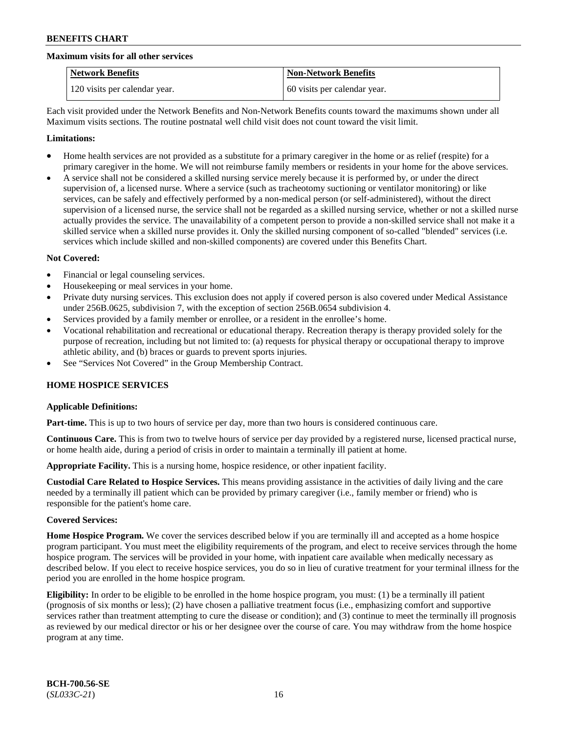**Maximum visits for all other services**

| Network Benefits | Non-Network Benefits |
| --- | --- |
| 120 visits per calendar year. | 60 visits per calendar year. |

Each visit provided under the Network Benefits and Non-Network Benefits counts toward the maximums shown under all Maximum visits sections. The routine postnatal well child visit does not count toward the visit limit.

**Limitations:**

- Home health services are not provided as a substitute for a primary caregiver in the home or as relief (respite) for a primary caregiver in the home. We will not reimburse family members or residents in your home for the above services.
- A service shall not be considered a skilled nursing service merely because it is performed by, or under the direct supervision of, a licensed nurse. Where a service (such as tracheotomy suctioning or ventilator monitoring) or like services, can be safely and effectively performed by a non-medical person (or self-administered), without the direct supervision of a licensed nurse, the service shall not be regarded as a skilled nursing service, whether or not a skilled nurse actually provides the service. The unavailability of a competent person to provide a non-skilled service shall not make it a skilled service when a skilled nurse provides it. Only the skilled nursing component of so-called "blended" services (i.e. services which include skilled and non-skilled components) are covered under this Benefits Chart.

**Not Covered:**

- Financial or legal counseling services.
- Housekeeping or meal services in your home.
- Private duty nursing services. This exclusion does not apply if covered person is also covered under Medical Assistance under 256B.0625, subdivision 7, with the exception of section 256B.0654 subdivision 4.
- Services provided by a family member or enrollee, or a resident in the enrollee's home.
- Vocational rehabilitation and recreational or educational therapy. Recreation therapy is therapy provided solely for the purpose of recreation, including but not limited to: (a) requests for physical therapy or occupational therapy to improve athletic ability, and (b) braces or guards to prevent sports injuries.
- See "Services Not Covered" in the Group Membership Contract.

**HOME HOSPICE SERVICES**

**Applicable Definitions:**

**Part-time.** This is up to two hours of service per day, more than two hours is considered continuous care.

**Continuous Care.** This is from two to twelve hours of service per day provided by a registered nurse, licensed practical nurse, or home health aide, during a period of crisis in order to maintain a terminally ill patient at home.

**Appropriate Facility.** This is a nursing home, hospice residence, or other inpatient facility.

**Custodial Care Related to Hospice Services.** This means providing assistance in the activities of daily living and the care needed by a terminally ill patient which can be provided by primary caregiver (i.e., family member or friend) who is responsible for the patient's home care.

**Covered Services:**

**Home Hospice Program.** We cover the services described below if you are terminally ill and accepted as a home hospice program participant. You must meet the eligibility requirements of the program, and elect to receive services through the home hospice program. The services will be provided in your home, with inpatient care available when medically necessary as described below. If you elect to receive hospice services, you do so in lieu of curative treatment for your terminal illness for the period you are enrolled in the home hospice program.

**Eligibility:** In order to be eligible to be enrolled in the home hospice program, you must: (1) be a terminally ill patient (prognosis of six months or less); (2) have chosen a palliative treatment focus (i.e., emphasizing comfort and supportive services rather than treatment attempting to cure the disease or condition); and (3) continue to meet the terminally ill prognosis as reviewed by our medical director or his or her designee over the course of care. You may withdraw from the home hospice program at any time.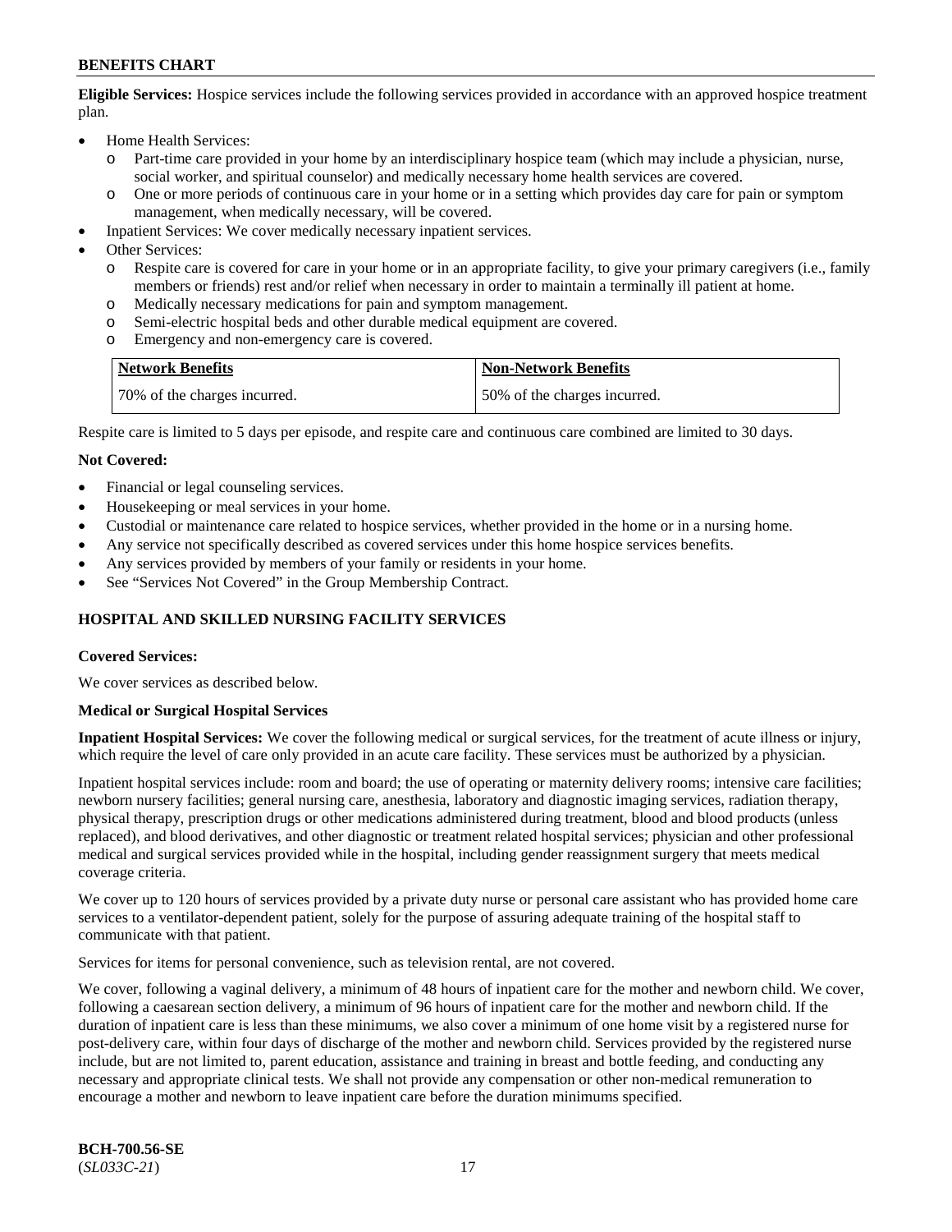**Eligible Services:** Hospice services include the following services provided in accordance with an approved hospice treatment plan.

- Home Health Services:
  - Part-time care provided in your home by an interdisciplinary hospice team (which may include a physician, nurse, social worker, and spiritual counselor) and medically necessary home health services are covered.
  - One or more periods of continuous care in your home or in a setting which provides day care for pain or symptom management, when medically necessary, will be covered.
- Inpatient Services: We cover medically necessary inpatient services.
- Other Services:
  - Respite care is covered for care in your home or in an appropriate facility, to give your primary caregivers (i.e., family members or friends) rest and/or relief when necessary in order to maintain a terminally ill patient at home.
  - Medically necessary medications for pain and symptom management.
  - Semi-electric hospital beds and other durable medical equipment are covered.
  - Emergency and non-emergency care is covered.

| Network Benefits | Non-Network Benefits |
| --- | --- |
| 70% of the charges incurred. | 50% of the charges incurred. |

Respite care is limited to 5 days per episode, and respite care and continuous care combined are limited to 30 days.

**Not Covered:**

- Financial or legal counseling services.
- Housekeeping or meal services in your home.
- Custodial or maintenance care related to hospice services, whether provided in the home or in a nursing home.
- Any service not specifically described as covered services under this home hospice services benefits.
- Any services provided by members of your family or residents in your home.
- See "Services Not Covered" in the Group Membership Contract.

## HOSPITAL AND SKILLED NURSING FACILITY SERVICES

**Covered Services:**

We cover services as described below.

**Medical or Surgical Hospital Services**

**Inpatient Hospital Services:** We cover the following medical or surgical services, for the treatment of acute illness or injury, which require the level of care only provided in an acute care facility. These services must be authorized by a physician.

Inpatient hospital services include: room and board; the use of operating or maternity delivery rooms; intensive care facilities; newborn nursery facilities; general nursing care, anesthesia, laboratory and diagnostic imaging services, radiation therapy, physical therapy, prescription drugs or other medications administered during treatment, blood and blood products (unless replaced), and blood derivatives, and other diagnostic or treatment related hospital services; physician and other professional medical and surgical services provided while in the hospital, including gender reassignment surgery that meets medical coverage criteria.

We cover up to 120 hours of services provided by a private duty nurse or personal care assistant who has provided home care services to a ventilator-dependent patient, solely for the purpose of assuring adequate training of the hospital staff to communicate with that patient.

Services for items for personal convenience, such as television rental, are not covered.

We cover, following a vaginal delivery, a minimum of 48 hours of inpatient care for the mother and newborn child. We cover, following a caesarean section delivery, a minimum of 96 hours of inpatient care for the mother and newborn child. If the duration of inpatient care is less than these minimums, we also cover a minimum of one home visit by a registered nurse for post-delivery care, within four days of discharge of the mother and newborn child. Services provided by the registered nurse include, but are not limited to, parent education, assistance and training in breast and bottle feeding, and conducting any necessary and appropriate clinical tests. We shall not provide any compensation or other non-medical remuneration to encourage a mother and newborn to leave inpatient care before the duration minimums specified.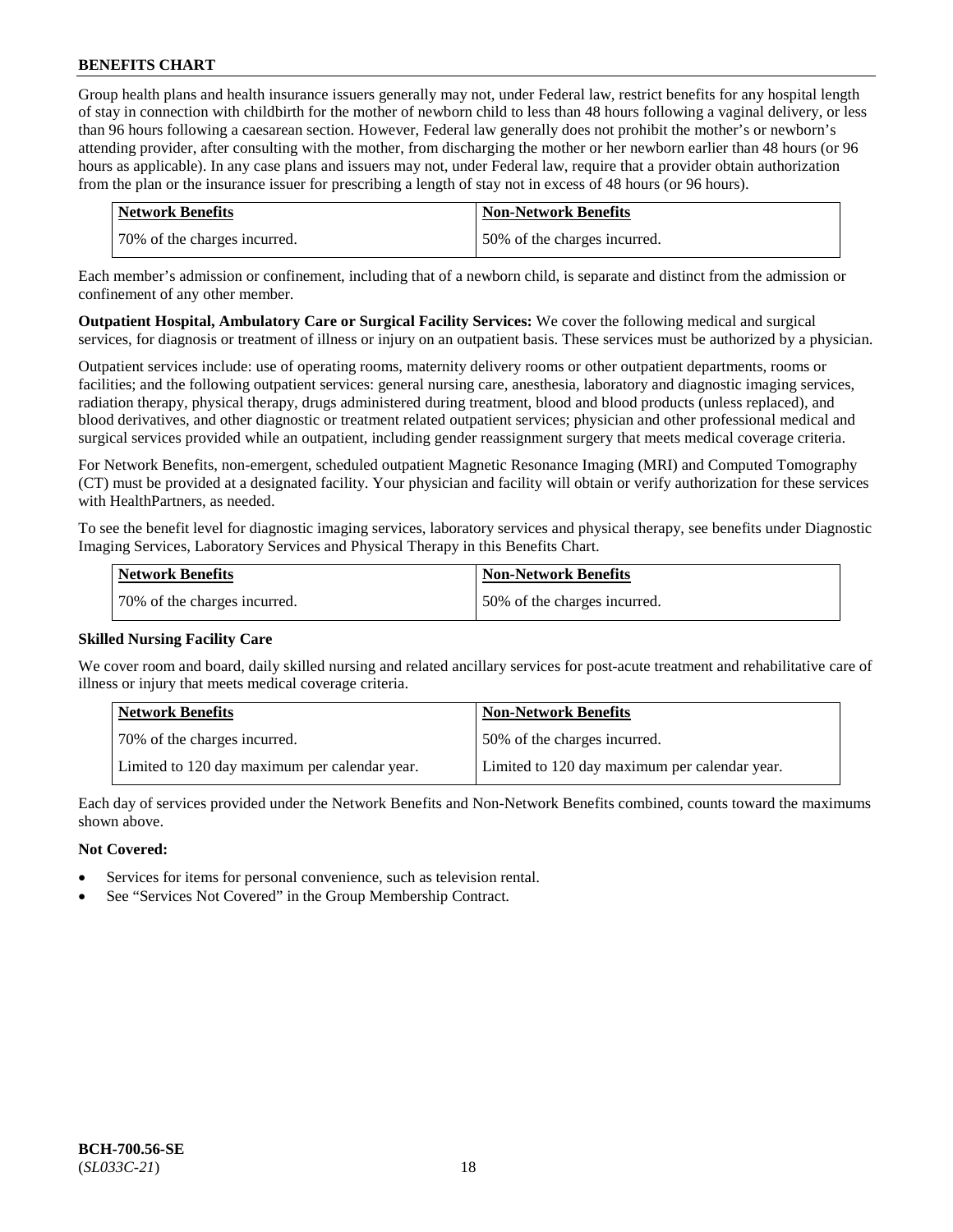Group health plans and health insurance issuers generally may not, under Federal law, restrict benefits for any hospital length of stay in connection with childbirth for the mother of newborn child to less than 48 hours following a vaginal delivery, or less than 96 hours following a caesarean section. However, Federal law generally does not prohibit the mother's or newborn's attending provider, after consulting with the mother, from discharging the mother or her newborn earlier than 48 hours (or 96 hours as applicable). In any case plans and issuers may not, under Federal law, require that a provider obtain authorization from the plan or the insurance issuer for prescribing a length of stay not in excess of 48 hours (or 96 hours).

| Network Benefits | Non-Network Benefits |
| --- | --- |
| 70% of the charges incurred. | 50% of the charges incurred. |

Each member's admission or confinement, including that of a newborn child, is separate and distinct from the admission or confinement of any other member.

**Outpatient Hospital, Ambulatory Care or Surgical Facility Services:** We cover the following medical and surgical services, for diagnosis or treatment of illness or injury on an outpatient basis. These services must be authorized by a physician.

Outpatient services include: use of operating rooms, maternity delivery rooms or other outpatient departments, rooms or facilities; and the following outpatient services: general nursing care, anesthesia, laboratory and diagnostic imaging services, radiation therapy, physical therapy, drugs administered during treatment, blood and blood products (unless replaced), and blood derivatives, and other diagnostic or treatment related outpatient services; physician and other professional medical and surgical services provided while an outpatient, including gender reassignment surgery that meets medical coverage criteria.

For Network Benefits, non-emergent, scheduled outpatient Magnetic Resonance Imaging (MRI) and Computed Tomography (CT) must be provided at a designated facility. Your physician and facility will obtain or verify authorization for these services with HealthPartners, as needed.

To see the benefit level for diagnostic imaging services, laboratory services and physical therapy, see benefits under Diagnostic Imaging Services, Laboratory Services and Physical Therapy in this Benefits Chart.

| Network Benefits | Non-Network Benefits |
| --- | --- |
| 70% of the charges incurred. | 50% of the charges incurred. |

### Skilled Nursing Facility Care

We cover room and board, daily skilled nursing and related ancillary services for post-acute treatment and rehabilitative care of illness or injury that meets medical coverage criteria.

| Network Benefits | Non-Network Benefits |
| --- | --- |
| 70% of the charges incurred. | 50% of the charges incurred. |
| Limited to 120 day maximum per calendar year. | Limited to 120 day maximum per calendar year. |

Each day of services provided under the Network Benefits and Non-Network Benefits combined, counts toward the maximums shown above.

**Not Covered:**

- Services for items for personal convenience, such as television rental.
- See "Services Not Covered" in the Group Membership Contract.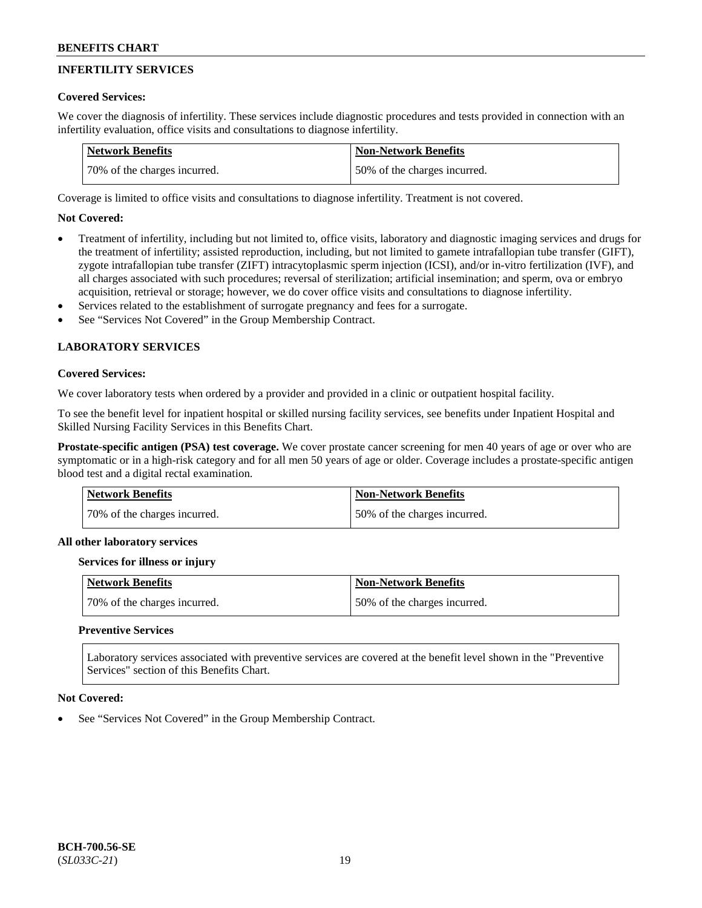## INFERTILITY SERVICES

**Covered Services:**

We cover the diagnosis of infertility. These services include diagnostic procedures and tests provided in connection with an infertility evaluation, office visits and consultations to diagnose infertility.

| Network Benefits | Non-Network Benefits |
|---|---|
| 70% of the charges incurred. | 50% of the charges incurred. |

Coverage is limited to office visits and consultations to diagnose infertility. Treatment is not covered.

**Not Covered:**

- Treatment of infertility, including but not limited to, office visits, laboratory and diagnostic imaging services and drugs for the treatment of infertility; assisted reproduction, including, but not limited to gamete intrafallopian tube transfer (GIFT), zygote intrafallopian tube transfer (ZIFT) intracytoplasmic sperm injection (ICSI), and/or in-vitro fertilization (IVF), and all charges associated with such procedures; reversal of sterilization; artificial insemination; and sperm, ova or embryo acquisition, retrieval or storage; however, we do cover office visits and consultations to diagnose infertility.
- Services related to the establishment of surrogate pregnancy and fees for a surrogate.
- See "Services Not Covered" in the Group Membership Contract.

## LABORATORY SERVICES

**Covered Services:**

We cover laboratory tests when ordered by a provider and provided in a clinic or outpatient hospital facility.

To see the benefit level for inpatient hospital or skilled nursing facility services, see benefits under Inpatient Hospital and Skilled Nursing Facility Services in this Benefits Chart.

**Prostate-specific antigen (PSA) test coverage.** We cover prostate cancer screening for men 40 years of age or over who are symptomatic or in a high-risk category and for all men 50 years of age or older. Coverage includes a prostate-specific antigen blood test and a digital rectal examination.

| Network Benefits | Non-Network Benefits |
|---|---|
| 70% of the charges incurred. | 50% of the charges incurred. |

**All other laboratory services**

**Services for illness or injury**

| Network Benefits | Non-Network Benefits |
|---|---|
| 70% of the charges incurred. | 50% of the charges incurred. |

**Preventive Services**

Laboratory services associated with preventive services are covered at the benefit level shown in the "Preventive Services" section of this Benefits Chart.

**Not Covered:**

- See "Services Not Covered" in the Group Membership Contract.

BCH-700.56-SE
(*SL033C-21*)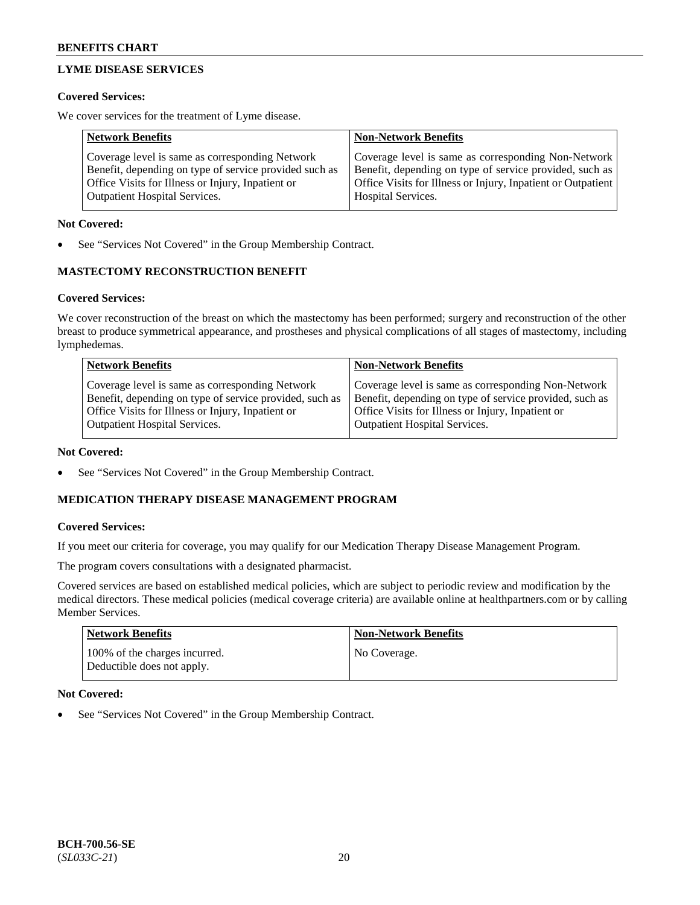## LYME DISEASE SERVICES

**Covered Services:**

We cover services for the treatment of Lyme disease.

| Network Benefits | Non-Network Benefits |
|---|---|
| Coverage level is same as corresponding Network Benefit, depending on type of service provided such as Office Visits for Illness or Injury, Inpatient or Outpatient Hospital Services. | Coverage level is same as corresponding Non-Network Benefit, depending on type of service provided, such as Office Visits for Illness or Injury, Inpatient or Outpatient Hospital Services. |

**Not Covered:**

- See "Services Not Covered" in the Group Membership Contract.

## MASTECTOMY RECONSTRUCTION BENEFIT

**Covered Services:**

We cover reconstruction of the breast on which the mastectomy has been performed; surgery and reconstruction of the other breast to produce symmetrical appearance, and prostheses and physical complications of all stages of mastectomy, including lymphedemas.

| Network Benefits | Non-Network Benefits |
|---|---|
| Coverage level is same as corresponding Network Benefit, depending on type of service provided, such as Office Visits for Illness or Injury, Inpatient or Outpatient Hospital Services. | Coverage level is same as corresponding Non-Network Benefit, depending on type of service provided, such as Office Visits for Illness or Injury, Inpatient or Outpatient Hospital Services. |

**Not Covered:**

- See "Services Not Covered" in the Group Membership Contract.

## MEDICATION THERAPY DISEASE MANAGEMENT PROGRAM

**Covered Services:**

If you meet our criteria for coverage, you may qualify for our Medication Therapy Disease Management Program.

The program covers consultations with a designated pharmacist.

Covered services are based on established medical policies, which are subject to periodic review and modification by the medical directors. These medical policies (medical coverage criteria) are available online at healthpartners.com or by calling Member Services.

| Network Benefits | Non-Network Benefits |
|---|---|
| 100% of the charges incurred. Deductible does not apply. | No Coverage. |

**Not Covered:**

- See "Services Not Covered" in the Group Membership Contract.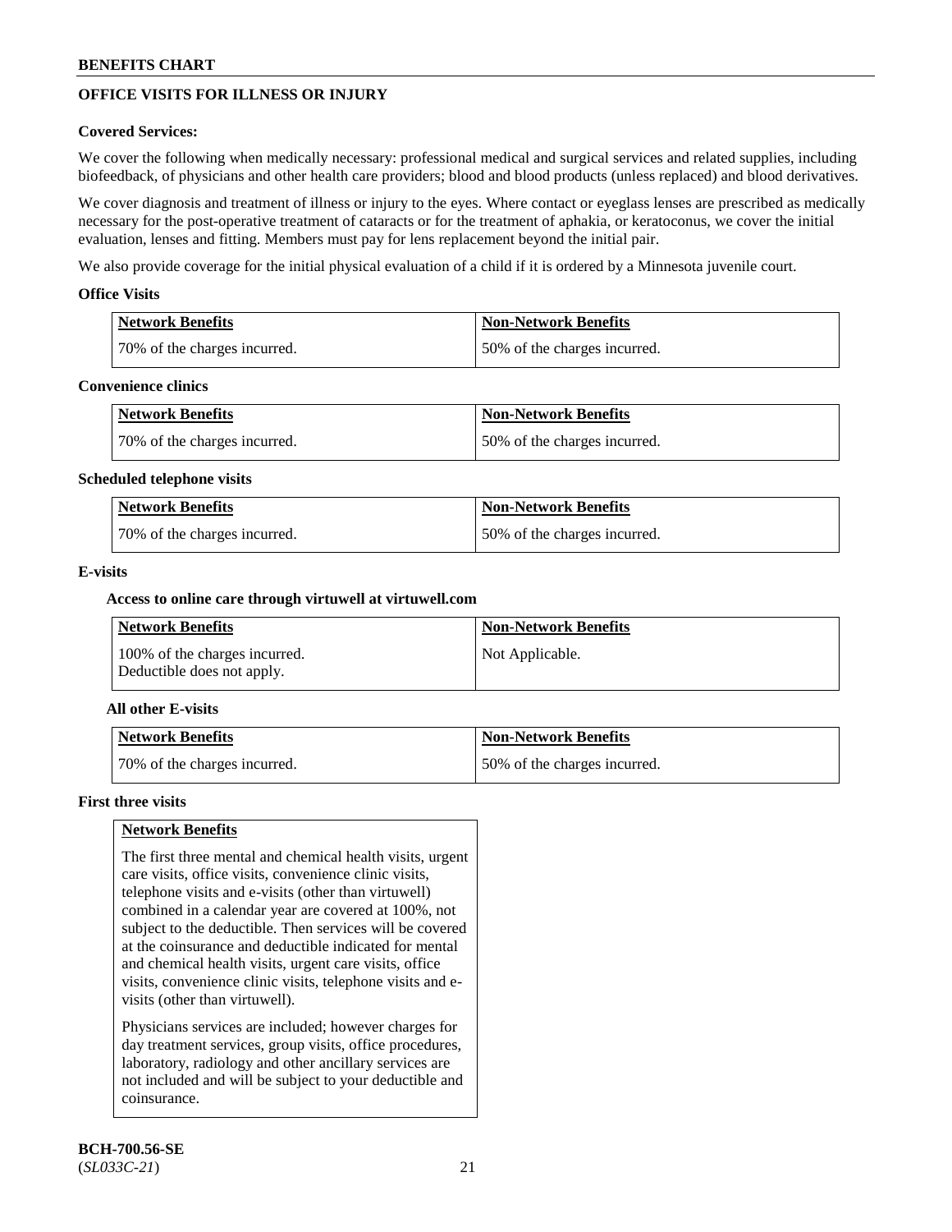## OFFICE VISITS FOR ILLNESS OR INJURY

**Covered Services:**

We cover the following when medically necessary: professional medical and surgical services and related supplies, including biofeedback, of physicians and other health care providers; blood and blood products (unless replaced) and blood derivatives.

We cover diagnosis and treatment of illness or injury to the eyes. Where contact or eyeglass lenses are prescribed as medically necessary for the post-operative treatment of cataracts or for the treatment of aphakia, or keratoconus, we cover the initial evaluation, lenses and fitting. Members must pay for lens replacement beyond the initial pair.

We also provide coverage for the initial physical evaluation of a child if it is ordered by a Minnesota juvenile court.

**Office Visits**

| Network Benefits | Non-Network Benefits |
|---|---|
| 70% of the charges incurred. | 50% of the charges incurred. |

**Convenience clinics**

| Network Benefits | Non-Network Benefits |
|---|---|
| 70% of the charges incurred. | 50% of the charges incurred. |

**Scheduled telephone visits**

| Network Benefits | Non-Network Benefits |
|---|---|
| 70% of the charges incurred. | 50% of the charges incurred. |

**E-visits**

**Access to online care through virtuwell at virtuwell.com**

| Network Benefits | Non-Network Benefits |
|---|---|
| 100% of the charges incurred. Deductible does not apply. | Not Applicable. |

**All other E-visits**

| Network Benefits | Non-Network Benefits |
|---|---|
| 70% of the charges incurred. | 50% of the charges incurred. |

**First three visits**

| Network Benefits |
|---|
| The first three mental and chemical health visits, urgent care visits, office visits, convenience clinic visits, telephone visits and e-visits (other than virtuwell) combined in a calendar year are covered at 100%, not subject to the deductible. Then services will be covered at the coinsurance and deductible indicated for mental and chemical health visits, urgent care visits, office visits, convenience clinic visits, telephone visits and e-visits (other than virtuwell). Physicians services are included; however charges for day treatment services, group visits, office procedures, laboratory, radiology and other ancillary services are not included and will be subject to your deductible and coinsurance. |

**BCH-700.56-SE**
(*SL033C-21*)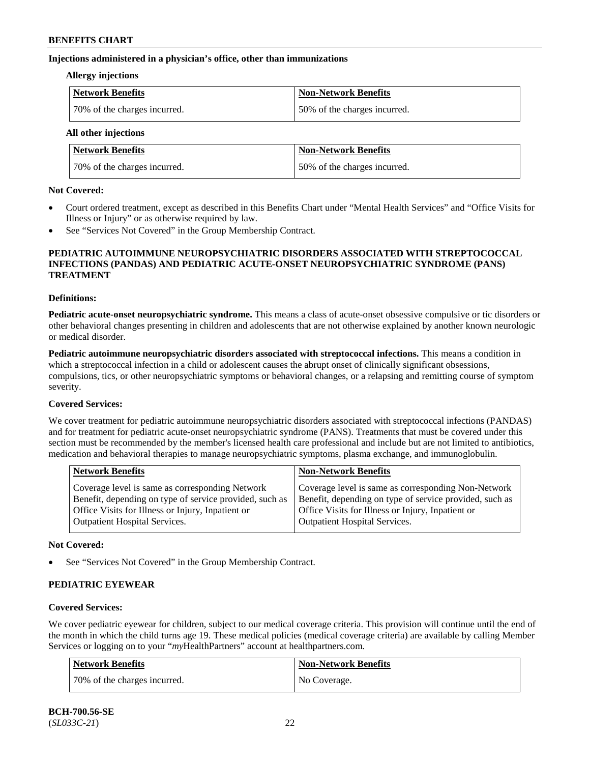**Injections administered in a physician's office, other than immunizations**

**Allergy injections**

| Network Benefits | Non-Network Benefits |
| --- | --- |
| 70% of the charges incurred. | 50% of the charges incurred. |

**All other injections**

| Network Benefits | Non-Network Benefits |
| --- | --- |
| 70% of the charges incurred. | 50% of the charges incurred. |

**Not Covered:**

- Court ordered treatment, except as described in this Benefits Chart under "Mental Health Services" and "Office Visits for Illness or Injury" or as otherwise required by law.
- See "Services Not Covered" in the Group Membership Contract.

**PEDIATRIC AUTOIMMUNE NEUROPSYCHIATRIC DISORDERS ASSOCIATED WITH STREPTOCOCCAL INFECTIONS (PANDAS) AND PEDIATRIC ACUTE-ONSET NEUROPSYCHIATRIC SYNDROME (PANS) TREATMENT**

**Definitions:**

**Pediatric acute-onset neuropsychiatric syndrome.** This means a class of acute-onset obsessive compulsive or tic disorders or other behavioral changes presenting in children and adolescents that are not otherwise explained by another known neurologic or medical disorder.

**Pediatric autoimmune neuropsychiatric disorders associated with streptococcal infections.** This means a condition in which a streptococcal infection in a child or adolescent causes the abrupt onset of clinically significant obsessions, compulsions, tics, or other neuropsychiatric symptoms or behavioral changes, or a relapsing and remitting course of symptom severity.

**Covered Services:**

We cover treatment for pediatric autoimmune neuropsychiatric disorders associated with streptococcal infections (PANDAS) and for treatment for pediatric acute-onset neuropsychiatric syndrome (PANS). Treatments that must be covered under this section must be recommended by the member's licensed health care professional and include but are not limited to antibiotics, medication and behavioral therapies to manage neuropsychiatric symptoms, plasma exchange, and immunoglobulin.

| Network Benefits | Non-Network Benefits |
| --- | --- |
| Coverage level is same as corresponding Network Benefit, depending on type of service provided, such as Office Visits for Illness or Injury, Inpatient or Outpatient Hospital Services. | Coverage level is same as corresponding Non-Network Benefit, depending on type of service provided, such as Office Visits for Illness or Injury, Inpatient or Outpatient Hospital Services. |

**Not Covered:**

- See "Services Not Covered" in the Group Membership Contract.

**PEDIATRIC EYEWEAR**

**Covered Services:**

We cover pediatric eyewear for children, subject to our medical coverage criteria. This provision will continue until the end of the month in which the child turns age 19. These medical policies (medical coverage criteria) are available by calling Member Services or logging on to your "*my*HealthPartners" account at healthpartners.com.

| Network Benefits | Non-Network Benefits |
| --- | --- |
| 70% of the charges incurred. | No Coverage. |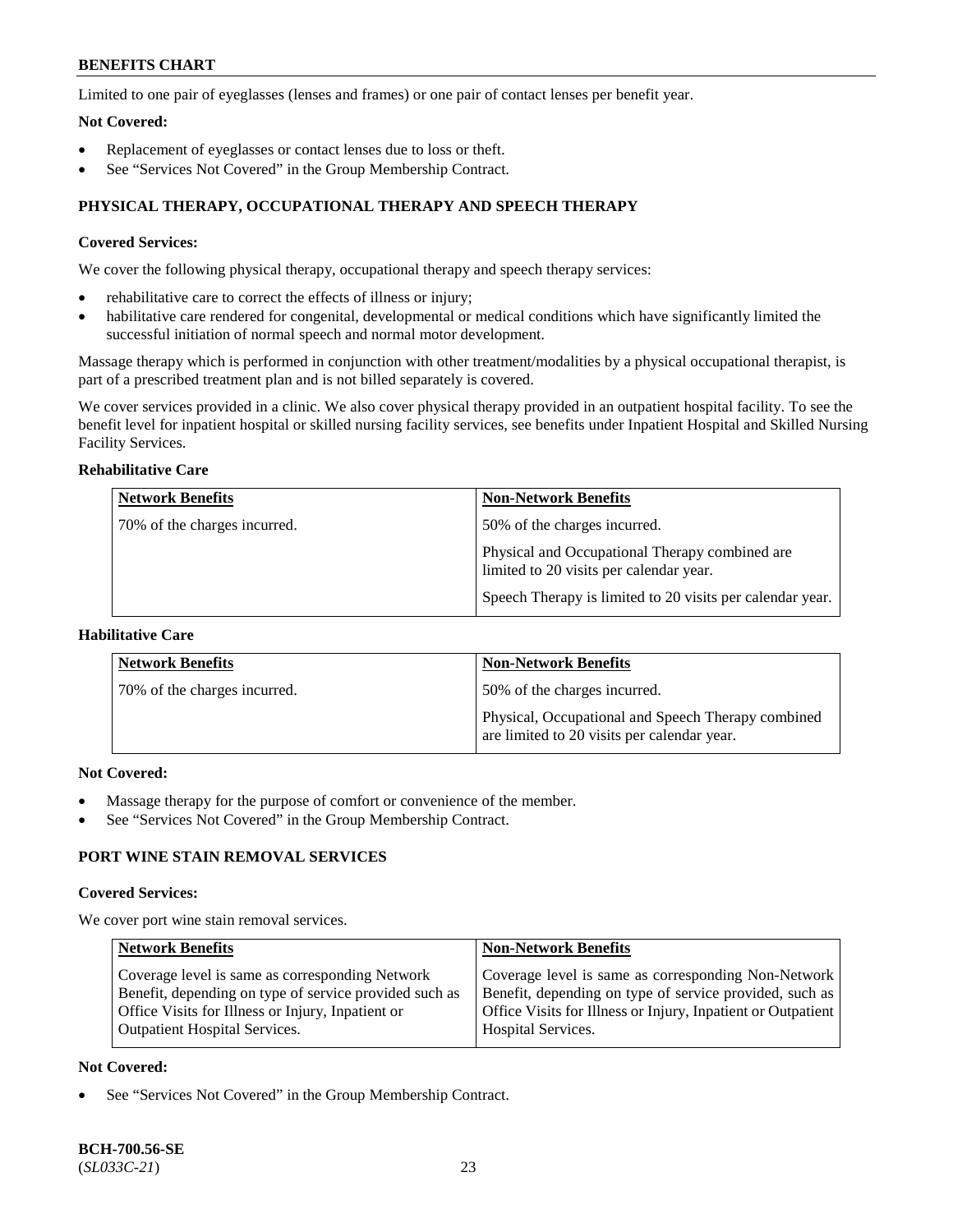Limited to one pair of eyeglasses (lenses and frames) or one pair of contact lenses per benefit year.

**Not Covered:**

- Replacement of eyeglasses or contact lenses due to loss or theft.
- See "Services Not Covered" in the Group Membership Contract.

## PHYSICAL THERAPY, OCCUPATIONAL THERAPY AND SPEECH THERAPY

**Covered Services:**

We cover the following physical therapy, occupational therapy and speech therapy services:

- rehabilitative care to correct the effects of illness or injury;
- habilitative care rendered for congenital, developmental or medical conditions which have significantly limited the successful initiation of normal speech and normal motor development.

Massage therapy which is performed in conjunction with other treatment/modalities by a physical occupational therapist, is part of a prescribed treatment plan and is not billed separately is covered.

We cover services provided in a clinic. We also cover physical therapy provided in an outpatient hospital facility. To see the benefit level for inpatient hospital or skilled nursing facility services, see benefits under Inpatient Hospital and Skilled Nursing Facility Services.

**Rehabilitative Care**

| Network Benefits | Non-Network Benefits |
|---|---|
| 70% of the charges incurred. | 50% of the charges incurred.<br><br>Physical and Occupational Therapy combined are limited to 20 visits per calendar year.<br><br>Speech Therapy is limited to 20 visits per calendar year. |

**Habilitative Care**

| Network Benefits | Non-Network Benefits |
|---|---|
| 70% of the charges incurred. | 50% of the charges incurred.<br><br>Physical, Occupational and Speech Therapy combined are limited to 20 visits per calendar year. |

**Not Covered:**

- Massage therapy for the purpose of comfort or convenience of the member.
- See "Services Not Covered" in the Group Membership Contract.

## PORT WINE STAIN REMOVAL SERVICES

**Covered Services:**

We cover port wine stain removal services.

| Network Benefits | Non-Network Benefits |
|---|---|
| Coverage level is same as corresponding Network Benefit, depending on type of service provided such as Office Visits for Illness or Injury, Inpatient or Outpatient Hospital Services. | Coverage level is same as corresponding Non-Network Benefit, depending on type of service provided, such as Office Visits for Illness or Injury, Inpatient or Outpatient Hospital Services. |

**Not Covered:**

- See "Services Not Covered" in the Group Membership Contract.

**BCH-700.56-SE**
(*SL033C-21*)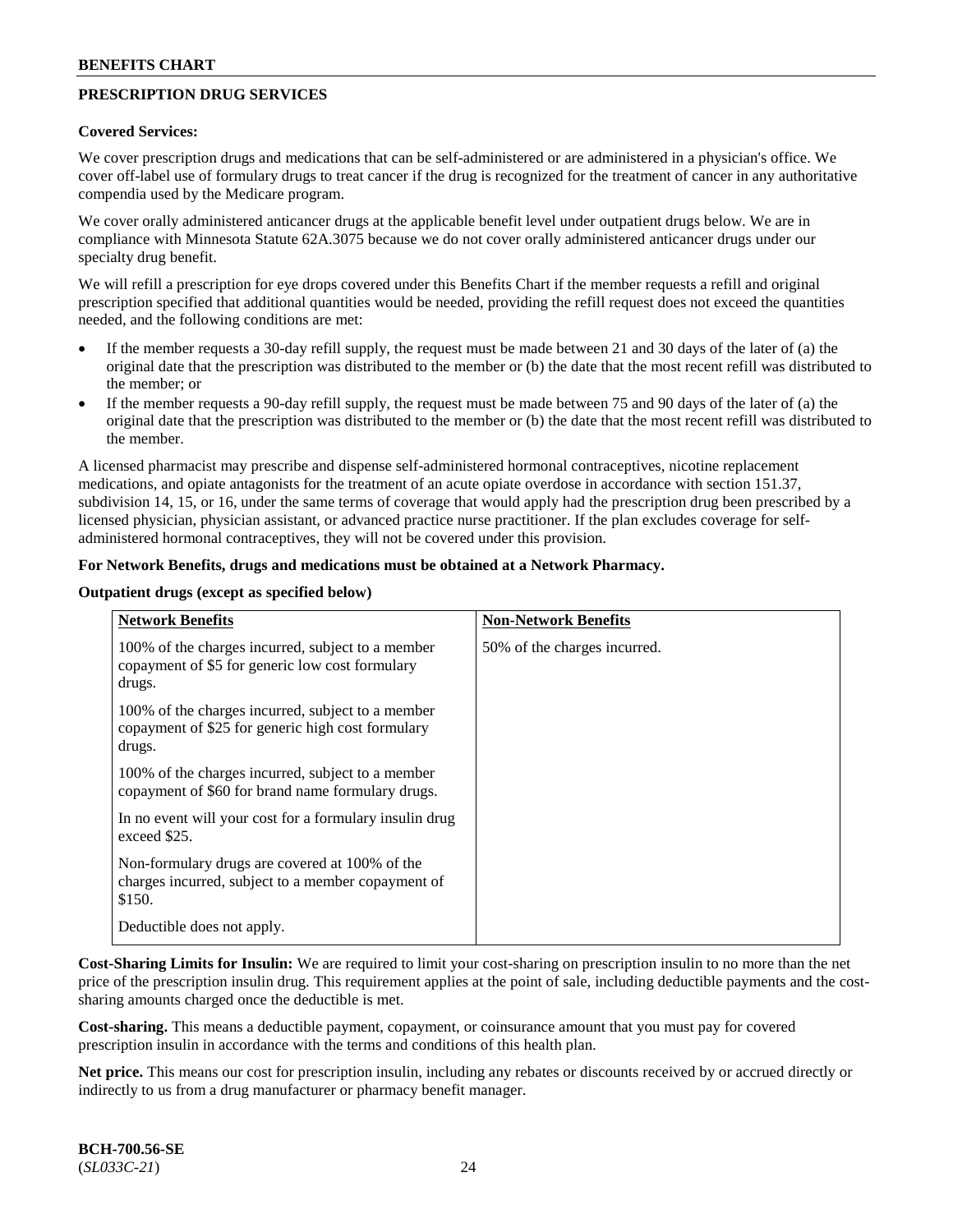## PRESCRIPTION DRUG SERVICES

**Covered Services:**

We cover prescription drugs and medications that can be self-administered or are administered in a physician's office. We cover off-label use of formulary drugs to treat cancer if the drug is recognized for the treatment of cancer in any authoritative compendia used by the Medicare program.

We cover orally administered anticancer drugs at the applicable benefit level under outpatient drugs below. We are in compliance with Minnesota Statute 62A.3075 because we do not cover orally administered anticancer drugs under our specialty drug benefit.

We will refill a prescription for eye drops covered under this Benefits Chart if the member requests a refill and original prescription specified that additional quantities would be needed, providing the refill request does not exceed the quantities needed, and the following conditions are met:

- If the member requests a 30-day refill supply, the request must be made between 21 and 30 days of the later of (a) the original date that the prescription was distributed to the member or (b) the date that the most recent refill was distributed to the member; or
- If the member requests a 90-day refill supply, the request must be made between 75 and 90 days of the later of (a) the original date that the prescription was distributed to the member or (b) the date that the most recent refill was distributed to the member.

A licensed pharmacist may prescribe and dispense self-administered hormonal contraceptives, nicotine replacement medications, and opiate antagonists for the treatment of an acute opiate overdose in accordance with section 151.37, subdivision 14, 15, or 16, under the same terms of coverage that would apply had the prescription drug been prescribed by a licensed physician, physician assistant, or advanced practice nurse practitioner. If the plan excludes coverage for self-administered hormonal contraceptives, they will not be covered under this provision.

**For Network Benefits, drugs and medications must be obtained at a Network Pharmacy.**

**Outpatient drugs (except as specified below)**

| Network Benefits | Non-Network Benefits |
|---|---|
| 100% of the charges incurred, subject to a member copayment of $5 for generic low cost formulary drugs.<br><br>100% of the charges incurred, subject to a member copayment of $25 for generic high cost formulary drugs.<br><br>100% of the charges incurred, subject to a member copayment of $60 for brand name formulary drugs.<br><br>In no event will your cost for a formulary insulin drug exceed $25.<br><br>Non-formulary drugs are covered at 100% of the charges incurred, subject to a member copayment of $150.<br><br>Deductible does not apply. | 50% of the charges incurred. |

**Cost-Sharing Limits for Insulin:** We are required to limit your cost-sharing on prescription insulin to no more than the net price of the prescription insulin drug. This requirement applies at the point of sale, including deductible payments and the cost-sharing amounts charged once the deductible is met.

**Cost-sharing.** This means a deductible payment, copayment, or coinsurance amount that you must pay for covered prescription insulin in accordance with the terms and conditions of this health plan.

**Net price.** This means our cost for prescription insulin, including any rebates or discounts received by or accrued directly or indirectly to us from a drug manufacturer or pharmacy benefit manager.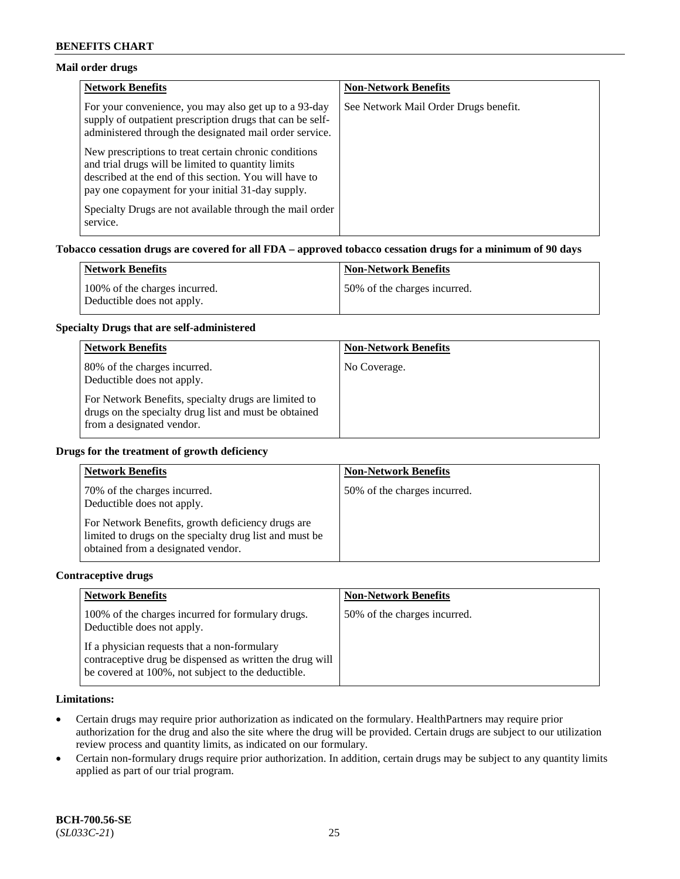### Mail order drugs

| Network Benefits | Non-Network Benefits |
|---|---|
| For your convenience, you may also get up to a 93-day supply of outpatient prescription drugs that can be self-administered through the designated mail order service.<br><br>New prescriptions to treat certain chronic conditions and trial drugs will be limited to quantity limits described at the end of this section. You will have to pay one copayment for your initial 31-day supply.<br><br>Specialty Drugs are not available through the mail order service. | See Network Mail Order Drugs benefit. |

### Tobacco cessation drugs are covered for all FDA – approved tobacco cessation drugs for a minimum of 90 days

| Network Benefits | Non-Network Benefits |
|---|---|
| 100% of the charges incurred.<br>Deductible does not apply. | 50% of the charges incurred. |

### Specialty Drugs that are self-administered

| Network Benefits | Non-Network Benefits |
|---|---|
| 80% of the charges incurred.<br>Deductible does not apply.<br><br>For Network Benefits, specialty drugs are limited to drugs on the specialty drug list and must be obtained from a designated vendor. | No Coverage. |

### Drugs for the treatment of growth deficiency

| Network Benefits | Non-Network Benefits |
|---|---|
| 70% of the charges incurred.<br>Deductible does not apply.<br><br>For Network Benefits, growth deficiency drugs are limited to drugs on the specialty drug list and must be obtained from a designated vendor. | 50% of the charges incurred. |

### Contraceptive drugs

| Network Benefits | Non-Network Benefits |
|---|---|
| 100% of the charges incurred for formulary drugs.<br>Deductible does not apply.<br><br>If a physician requests that a non-formulary contraceptive drug be dispensed as written the drug will be covered at 100%, not subject to the deductible. | 50% of the charges incurred. |

### Limitations:

- Certain drugs may require prior authorization as indicated on the formulary. HealthPartners may require prior authorization for the drug and also the site where the drug will be provided. Certain drugs are subject to our utilization review process and quantity limits, as indicated on our formulary.
- Certain non-formulary drugs require prior authorization. In addition, certain drugs may be subject to any quantity limits applied as part of our trial program.

**BCH-700.56-SE**
(*SL033C-21*)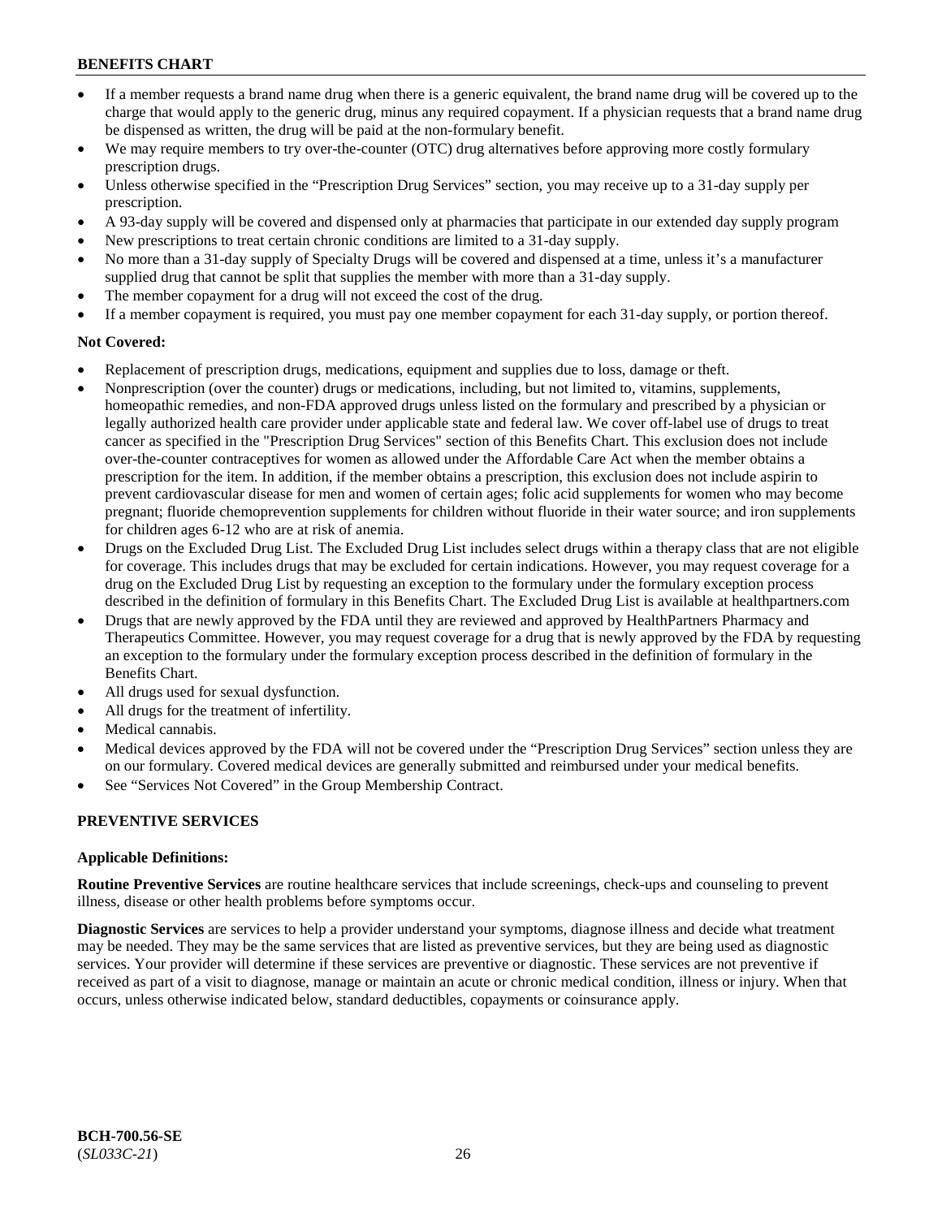- If a member requests a brand name drug when there is a generic equivalent, the brand name drug will be covered up to the charge that would apply to the generic drug, minus any required copayment. If a physician requests that a brand name drug be dispensed as written, the drug will be paid at the non-formulary benefit.
- We may require members to try over-the-counter (OTC) drug alternatives before approving more costly formulary prescription drugs.
- Unless otherwise specified in the "Prescription Drug Services" section, you may receive up to a 31-day supply per prescription.
- A 93-day supply will be covered and dispensed only at pharmacies that participate in our extended day supply program
- New prescriptions to treat certain chronic conditions are limited to a 31-day supply.
- No more than a 31-day supply of Specialty Drugs will be covered and dispensed at a time, unless it's a manufacturer supplied drug that cannot be split that supplies the member with more than a 31-day supply.
- The member copayment for a drug will not exceed the cost of the drug.
- If a member copayment is required, you must pay one member copayment for each 31-day supply, or portion thereof.

**Not Covered:**

- Replacement of prescription drugs, medications, equipment and supplies due to loss, damage or theft.
- Nonprescription (over the counter) drugs or medications, including, but not limited to, vitamins, supplements, homeopathic remedies, and non-FDA approved drugs unless listed on the formulary and prescribed by a physician or legally authorized health care provider under applicable state and federal law. We cover off-label use of drugs to treat cancer as specified in the "Prescription Drug Services" section of this Benefits Chart. This exclusion does not include over-the-counter contraceptives for women as allowed under the Affordable Care Act when the member obtains a prescription for the item. In addition, if the member obtains a prescription, this exclusion does not include aspirin to prevent cardiovascular disease for men and women of certain ages; folic acid supplements for women who may become pregnant; fluoride chemoprevention supplements for children without fluoride in their water source; and iron supplements for children ages 6-12 who are at risk of anemia.
- Drugs on the Excluded Drug List. The Excluded Drug List includes select drugs within a therapy class that are not eligible for coverage. This includes drugs that may be excluded for certain indications. However, you may request coverage for a drug on the Excluded Drug List by requesting an exception to the formulary under the formulary exception process described in the definition of formulary in this Benefits Chart. The Excluded Drug List is available at healthpartners.com
- Drugs that are newly approved by the FDA until they are reviewed and approved by HealthPartners Pharmacy and Therapeutics Committee. However, you may request coverage for a drug that is newly approved by the FDA by requesting an exception to the formulary under the formulary exception process described in the definition of formulary in the Benefits Chart.
- All drugs used for sexual dysfunction.
- All drugs for the treatment of infertility.
- Medical cannabis.
- Medical devices approved by the FDA will not be covered under the "Prescription Drug Services" section unless they are on our formulary. Covered medical devices are generally submitted and reimbursed under your medical benefits.
- See "Services Not Covered" in the Group Membership Contract.

## PREVENTIVE SERVICES

**Applicable Definitions:**

**Routine Preventive Services** are routine healthcare services that include screenings, check-ups and counseling to prevent illness, disease or other health problems before symptoms occur.

**Diagnostic Services** are services to help a provider understand your symptoms, diagnose illness and decide what treatment may be needed. They may be the same services that are listed as preventive services, but they are being used as diagnostic services. Your provider will determine if these services are preventive or diagnostic. These services are not preventive if received as part of a visit to diagnose, manage or maintain an acute or chronic medical condition, illness or injury. When that occurs, unless otherwise indicated below, standard deductibles, copayments or coinsurance apply.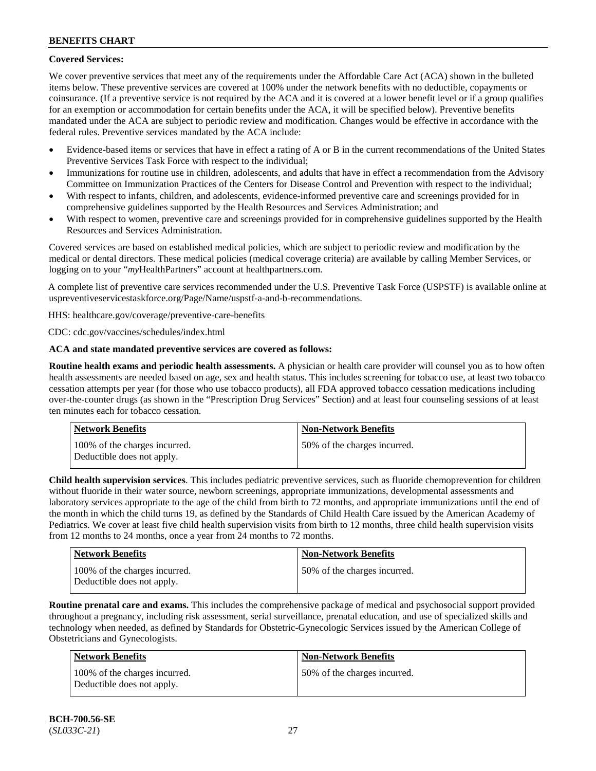**Covered Services:**

We cover preventive services that meet any of the requirements under the Affordable Care Act (ACA) shown in the bulleted items below. These preventive services are covered at 100% under the network benefits with no deductible, copayments or coinsurance. (If a preventive service is not required by the ACA and it is covered at a lower benefit level or if a group qualifies for an exemption or accommodation for certain benefits under the ACA, it will be specified below). Preventive benefits mandated under the ACA are subject to periodic review and modification. Changes would be effective in accordance with the federal rules. Preventive services mandated by the ACA include:

- Evidence-based items or services that have in effect a rating of A or B in the current recommendations of the United States Preventive Services Task Force with respect to the individual;
- Immunizations for routine use in children, adolescents, and adults that have in effect a recommendation from the Advisory Committee on Immunization Practices of the Centers for Disease Control and Prevention with respect to the individual;
- With respect to infants, children, and adolescents, evidence-informed preventive care and screenings provided for in comprehensive guidelines supported by the Health Resources and Services Administration; and
- With respect to women, preventive care and screenings provided for in comprehensive guidelines supported by the Health Resources and Services Administration.

Covered services are based on established medical policies, which are subject to periodic review and modification by the medical or dental directors. These medical policies (medical coverage criteria) are available by calling Member Services, or logging on to your "*my*HealthPartners" account at healthpartners.com.

A complete list of preventive care services recommended under the U.S. Preventive Task Force (USPSTF) is available online at uspreventiveservicestaskforce.org/Page/Name/uspstf-a-and-b-recommendations.

HHS: healthcare.gov/coverage/preventive-care-benefits

CDC: cdc.gov/vaccines/schedules/index.html

**ACA and state mandated preventive services are covered as follows:**

**Routine health exams and periodic health assessments.** A physician or health care provider will counsel you as to how often health assessments are needed based on age, sex and health status. This includes screening for tobacco use, at least two tobacco cessation attempts per year (for those who use tobacco products), all FDA approved tobacco cessation medications including over-the-counter drugs (as shown in the "Prescription Drug Services" Section) and at least four counseling sessions of at least ten minutes each for tobacco cessation.

| Network Benefits | Non-Network Benefits |
|---|---|
| 100% of the charges incurred. Deductible does not apply. | 50% of the charges incurred. |

**Child health supervision services**. This includes pediatric preventive services, such as fluoride chemoprevention for children without fluoride in their water source, newborn screenings, appropriate immunizations, developmental assessments and laboratory services appropriate to the age of the child from birth to 72 months, and appropriate immunizations until the end of the month in which the child turns 19, as defined by the Standards of Child Health Care issued by the American Academy of Pediatrics. We cover at least five child health supervision visits from birth to 12 months, three child health supervision visits from 12 months to 24 months, once a year from 24 months to 72 months.

| Network Benefits | Non-Network Benefits |
|---|---|
| 100% of the charges incurred. Deductible does not apply. | 50% of the charges incurred. |

**Routine prenatal care and exams.** This includes the comprehensive package of medical and psychosocial support provided throughout a pregnancy, including risk assessment, serial surveillance, prenatal education, and use of specialized skills and technology when needed, as defined by Standards for Obstetric-Gynecologic Services issued by the American College of Obstetricians and Gynecologists.

| Network Benefits | Non-Network Benefits |
|---|---|
| 100% of the charges incurred. Deductible does not apply. | 50% of the charges incurred. |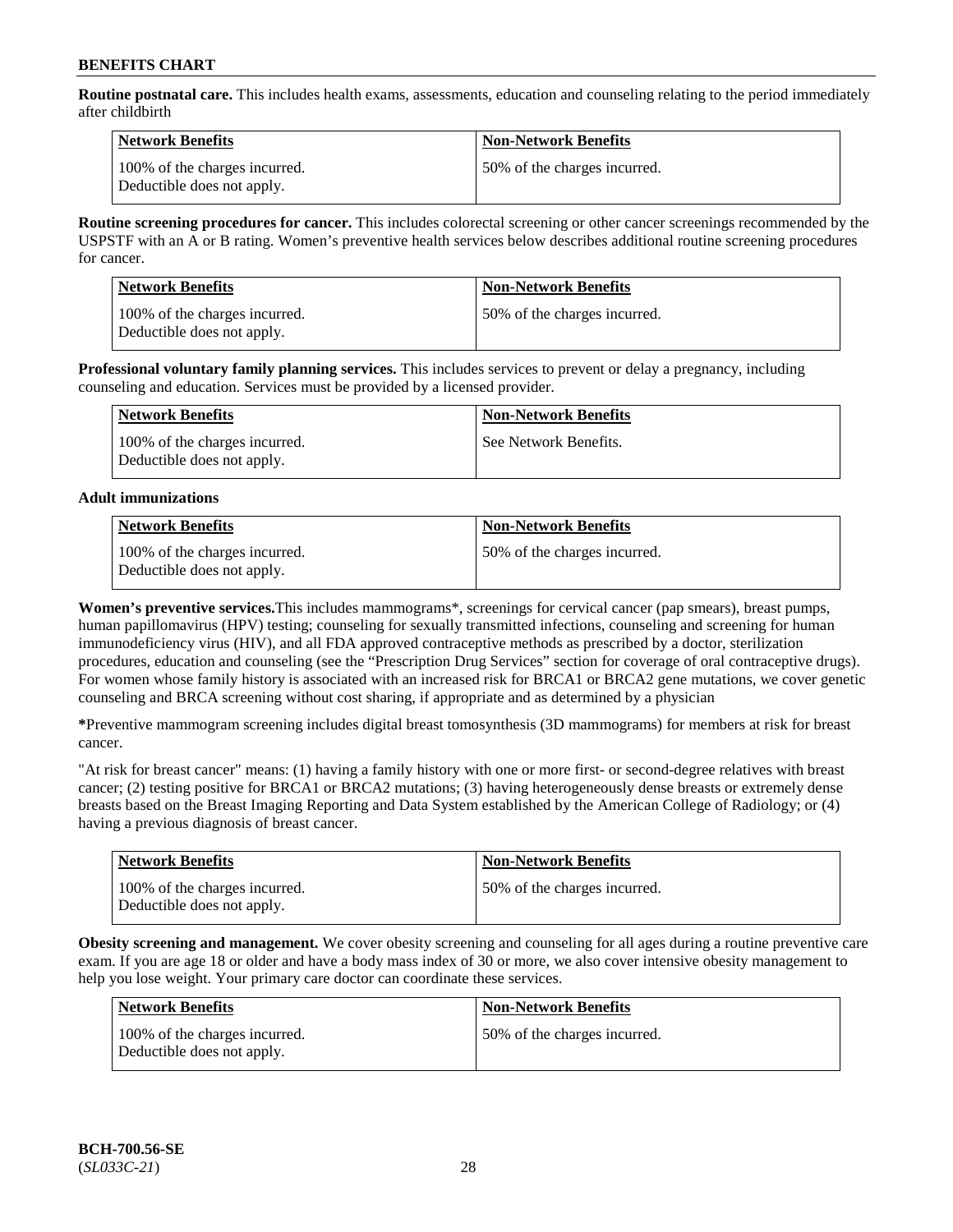**Routine postnatal care.** This includes health exams, assessments, education and counseling relating to the period immediately after childbirth

| Network Benefits | Non-Network Benefits |
| --- | --- |
| 100% of the charges incurred. Deductible does not apply. | 50% of the charges incurred. |

**Routine screening procedures for cancer.** This includes colorectal screening or other cancer screenings recommended by the USPSTF with an A or B rating. Women's preventive health services below describes additional routine screening procedures for cancer.

| Network Benefits | Non-Network Benefits |
| --- | --- |
| 100% of the charges incurred. Deductible does not apply. | 50% of the charges incurred. |

**Professional voluntary family planning services.** This includes services to prevent or delay a pregnancy, including counseling and education. Services must be provided by a licensed provider.

| Network Benefits | Non-Network Benefits |
| --- | --- |
| 100% of the charges incurred. Deductible does not apply. | See Network Benefits. |

**Adult immunizations**

| Network Benefits | Non-Network Benefits |
| --- | --- |
| 100% of the charges incurred. Deductible does not apply. | 50% of the charges incurred. |

**Women's preventive services.**This includes mammograms*, screenings for cervical cancer (pap smears), breast pumps, human papillomavirus (HPV) testing; counseling for sexually transmitted infections, counseling and screening for human immunodeficiency virus (HIV), and all FDA approved contraceptive methods as prescribed by a doctor, sterilization procedures, education and counseling (see the "Prescription Drug Services" section for coverage of oral contraceptive drugs). For women whose family history is associated with an increased risk for BRCA1 or BRCA2 gene mutations, we cover genetic counseling and BRCA screening without cost sharing, if appropriate and as determined by a physician

**\***Preventive mammogram screening includes digital breast tomosynthesis (3D mammograms) for members at risk for breast cancer.

"At risk for breast cancer" means: (1) having a family history with one or more first- or second-degree relatives with breast cancer; (2) testing positive for BRCA1 or BRCA2 mutations; (3) having heterogeneously dense breasts or extremely dense breasts based on the Breast Imaging Reporting and Data System established by the American College of Radiology; or (4) having a previous diagnosis of breast cancer.

| Network Benefits | Non-Network Benefits |
| --- | --- |
| 100% of the charges incurred. Deductible does not apply. | 50% of the charges incurred. |

**Obesity screening and management.** We cover obesity screening and counseling for all ages during a routine preventive care exam. If you are age 18 or older and have a body mass index of 30 or more, we also cover intensive obesity management to help you lose weight. Your primary care doctor can coordinate these services.

| Network Benefits | Non-Network Benefits |
| --- | --- |
| 100% of the charges incurred. Deductible does not apply. | 50% of the charges incurred. |

**BCH-700.56-SE**
(*SL033C-21*)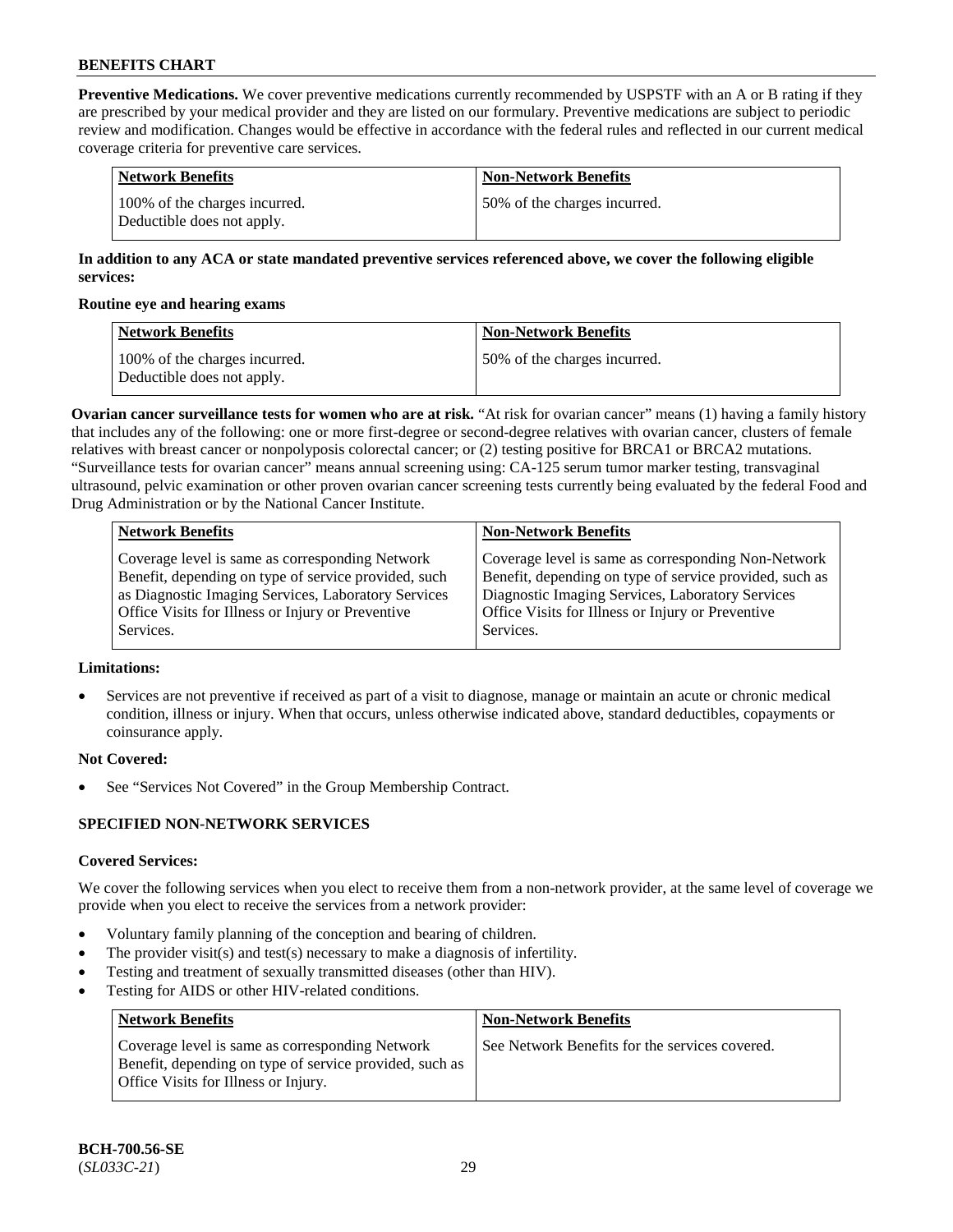**Preventive Medications.** We cover preventive medications currently recommended by USPSTF with an A or B rating if they are prescribed by your medical provider and they are listed on our formulary. Preventive medications are subject to periodic review and modification. Changes would be effective in accordance with the federal rules and reflected in our current medical coverage criteria for preventive care services.

| Network Benefits | Non-Network Benefits |
|---|---|
| 100% of the charges incurred. Deductible does not apply. | 50% of the charges incurred. |

**In addition to any ACA or state mandated preventive services referenced above, we cover the following eligible services:**

**Routine eye and hearing exams**

| Network Benefits | Non-Network Benefits |
|---|---|
| 100% of the charges incurred. Deductible does not apply. | 50% of the charges incurred. |

**Ovarian cancer surveillance tests for women who are at risk.** "At risk for ovarian cancer" means (1) having a family history that includes any of the following: one or more first-degree or second-degree relatives with ovarian cancer, clusters of female relatives with breast cancer or nonpolyposis colorectal cancer; or (2) testing positive for BRCA1 or BRCA2 mutations. "Surveillance tests for ovarian cancer" means annual screening using: CA-125 serum tumor marker testing, transvaginal ultrasound, pelvic examination or other proven ovarian cancer screening tests currently being evaluated by the federal Food and Drug Administration or by the National Cancer Institute.

| Network Benefits | Non-Network Benefits |
|---|---|
| Coverage level is same as corresponding Network Benefit, depending on type of service provided, such as Diagnostic Imaging Services, Laboratory Services Office Visits for Illness or Injury or Preventive Services. | Coverage level is same as corresponding Non-Network Benefit, depending on type of service provided, such as Diagnostic Imaging Services, Laboratory Services Office Visits for Illness or Injury or Preventive Services. |

**Limitations:**

- Services are not preventive if received as part of a visit to diagnose, manage or maintain an acute or chronic medical condition, illness or injury. When that occurs, unless otherwise indicated above, standard deductibles, copayments or coinsurance apply.

**Not Covered:**

- See "Services Not Covered" in the Group Membership Contract.

**SPECIFIED NON-NETWORK SERVICES**

**Covered Services:**

We cover the following services when you elect to receive them from a non-network provider, at the same level of coverage we provide when you elect to receive the services from a network provider:

- Voluntary family planning of the conception and bearing of children.
- The provider visit(s) and test(s) necessary to make a diagnosis of infertility.
- Testing and treatment of sexually transmitted diseases (other than HIV).
- Testing for AIDS or other HIV-related conditions.

| Network Benefits | Non-Network Benefits |
|---|---|
| Coverage level is same as corresponding Network Benefit, depending on type of service provided, such as Office Visits for Illness or Injury. | See Network Benefits for the services covered. |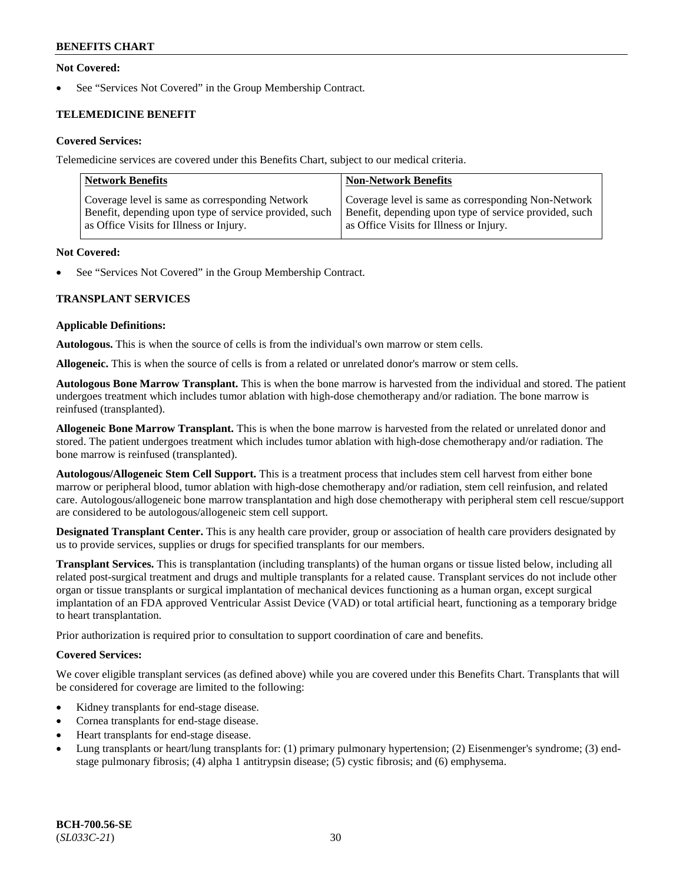**Not Covered:**

- See "Services Not Covered" in the Group Membership Contract.

**TELEMEDICINE BENEFIT**

**Covered Services:**

Telemedicine services are covered under this Benefits Chart, subject to our medical criteria.

| Network Benefits | Non-Network Benefits |
|---|---|
| Coverage level is same as corresponding Network Benefit, depending upon type of service provided, such as Office Visits for Illness or Injury. | Coverage level is same as corresponding Non-Network Benefit, depending upon type of service provided, such as Office Visits for Illness or Injury. |

**Not Covered:**

- See "Services Not Covered" in the Group Membership Contract.

**TRANSPLANT SERVICES**

**Applicable Definitions:**

**Autologous.** This is when the source of cells is from the individual's own marrow or stem cells.

**Allogeneic.** This is when the source of cells is from a related or unrelated donor's marrow or stem cells.

**Autologous Bone Marrow Transplant.** This is when the bone marrow is harvested from the individual and stored. The patient undergoes treatment which includes tumor ablation with high-dose chemotherapy and/or radiation. The bone marrow is reinfused (transplanted).

**Allogeneic Bone Marrow Transplant.** This is when the bone marrow is harvested from the related or unrelated donor and stored. The patient undergoes treatment which includes tumor ablation with high-dose chemotherapy and/or radiation. The bone marrow is reinfused (transplanted).

**Autologous/Allogeneic Stem Cell Support.** This is a treatment process that includes stem cell harvest from either bone marrow or peripheral blood, tumor ablation with high-dose chemotherapy and/or radiation, stem cell reinfusion, and related care. Autologous/allogeneic bone marrow transplantation and high dose chemotherapy with peripheral stem cell rescue/support are considered to be autologous/allogeneic stem cell support.

**Designated Transplant Center.** This is any health care provider, group or association of health care providers designated by us to provide services, supplies or drugs for specified transplants for our members.

**Transplant Services.** This is transplantation (including transplants) of the human organs or tissue listed below, including all related post-surgical treatment and drugs and multiple transplants for a related cause. Transplant services do not include other organ or tissue transplants or surgical implantation of mechanical devices functioning as a human organ, except surgical implantation of an FDA approved Ventricular Assist Device (VAD) or total artificial heart, functioning as a temporary bridge to heart transplantation.

Prior authorization is required prior to consultation to support coordination of care and benefits.

**Covered Services:**

We cover eligible transplant services (as defined above) while you are covered under this Benefits Chart. Transplants that will be considered for coverage are limited to the following:

- Kidney transplants for end-stage disease.
- Cornea transplants for end-stage disease.
- Heart transplants for end-stage disease.
- Lung transplants or heart/lung transplants for: (1) primary pulmonary hypertension; (2) Eisenmenger's syndrome; (3) end-stage pulmonary fibrosis; (4) alpha 1 antitrypsin disease; (5) cystic fibrosis; and (6) emphysema.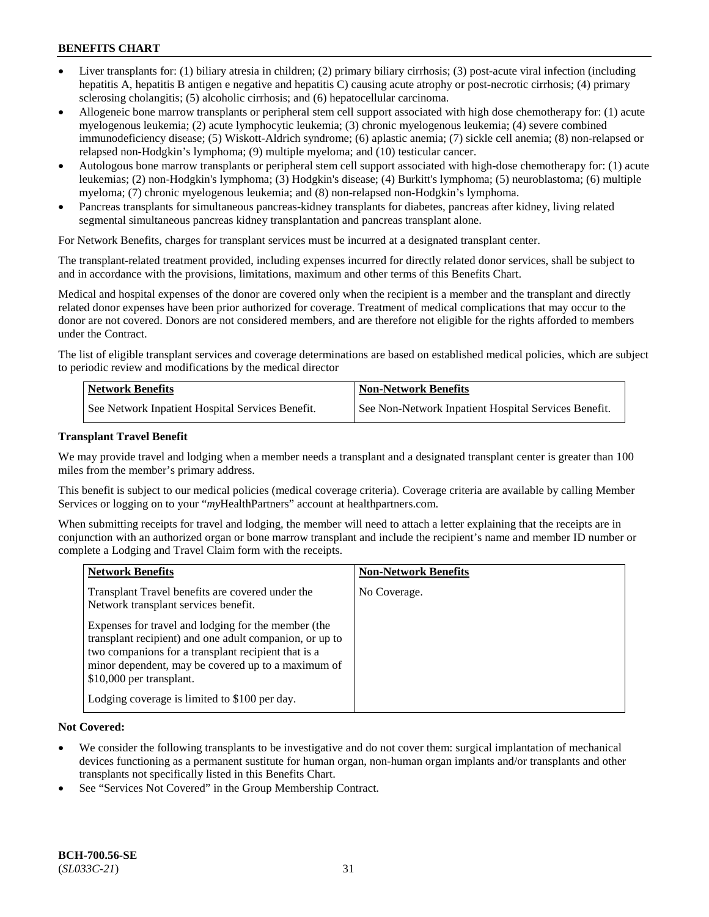- Liver transplants for: (1) biliary atresia in children; (2) primary biliary cirrhosis; (3) post-acute viral infection (including hepatitis A, hepatitis B antigen e negative and hepatitis C) causing acute atrophy or post-necrotic cirrhosis; (4) primary sclerosing cholangitis; (5) alcoholic cirrhosis; and (6) hepatocellular carcinoma.
- Allogeneic bone marrow transplants or peripheral stem cell support associated with high dose chemotherapy for: (1) acute myelogenous leukemia; (2) acute lymphocytic leukemia; (3) chronic myelogenous leukemia; (4) severe combined immunodeficiency disease; (5) Wiskott-Aldrich syndrome; (6) aplastic anemia; (7) sickle cell anemia; (8) non-relapsed or relapsed non-Hodgkin's lymphoma; (9) multiple myeloma; and (10) testicular cancer.
- Autologous bone marrow transplants or peripheral stem cell support associated with high-dose chemotherapy for: (1) acute leukemias; (2) non-Hodgkin's lymphoma; (3) Hodgkin's disease; (4) Burkitt's lymphoma; (5) neuroblastoma; (6) multiple myeloma; (7) chronic myelogenous leukemia; and (8) non-relapsed non-Hodgkin's lymphoma.
- Pancreas transplants for simultaneous pancreas-kidney transplants for diabetes, pancreas after kidney, living related segmental simultaneous pancreas kidney transplantation and pancreas transplant alone.

For Network Benefits, charges for transplant services must be incurred at a designated transplant center.

The transplant-related treatment provided, including expenses incurred for directly related donor services, shall be subject to and in accordance with the provisions, limitations, maximum and other terms of this Benefits Chart.

Medical and hospital expenses of the donor are covered only when the recipient is a member and the transplant and directly related donor expenses have been prior authorized for coverage. Treatment of medical complications that may occur to the donor are not covered. Donors are not considered members, and are therefore not eligible for the rights afforded to members under the Contract.

The list of eligible transplant services and coverage determinations are based on established medical policies, which are subject to periodic review and modifications by the medical director

| Network Benefits | Non-Network Benefits |
|---|---|
| See Network Inpatient Hospital Services Benefit. | See Non-Network Inpatient Hospital Services Benefit. |

**Transplant Travel Benefit**

We may provide travel and lodging when a member needs a transplant and a designated transplant center is greater than 100 miles from the member's primary address.

This benefit is subject to our medical policies (medical coverage criteria). Coverage criteria are available by calling Member Services or logging on to your "*my*HealthPartners" account at healthpartners.com.

When submitting receipts for travel and lodging, the member will need to attach a letter explaining that the receipts are in conjunction with an authorized organ or bone marrow transplant and include the recipient's name and member ID number or complete a Lodging and Travel Claim form with the receipts.

| Network Benefits | Non-Network Benefits |
|---|---|
| Transplant Travel benefits are covered under the Network transplant services benefit.<br><br>Expenses for travel and lodging for the member (the transplant recipient) and one adult companion, or up to two companions for a transplant recipient that is a minor dependent, may be covered up to a maximum of $10,000 per transplant.<br><br>Lodging coverage is limited to $100 per day. | No Coverage. |

**Not Covered:**

- We consider the following transplants to be investigative and do not cover them: surgical implantation of mechanical devices functioning as a permanent sustitute for human organ, non-human organ implants and/or transplants and other transplants not specifically listed in this Benefits Chart.
- See "Services Not Covered" in the Group Membership Contract.